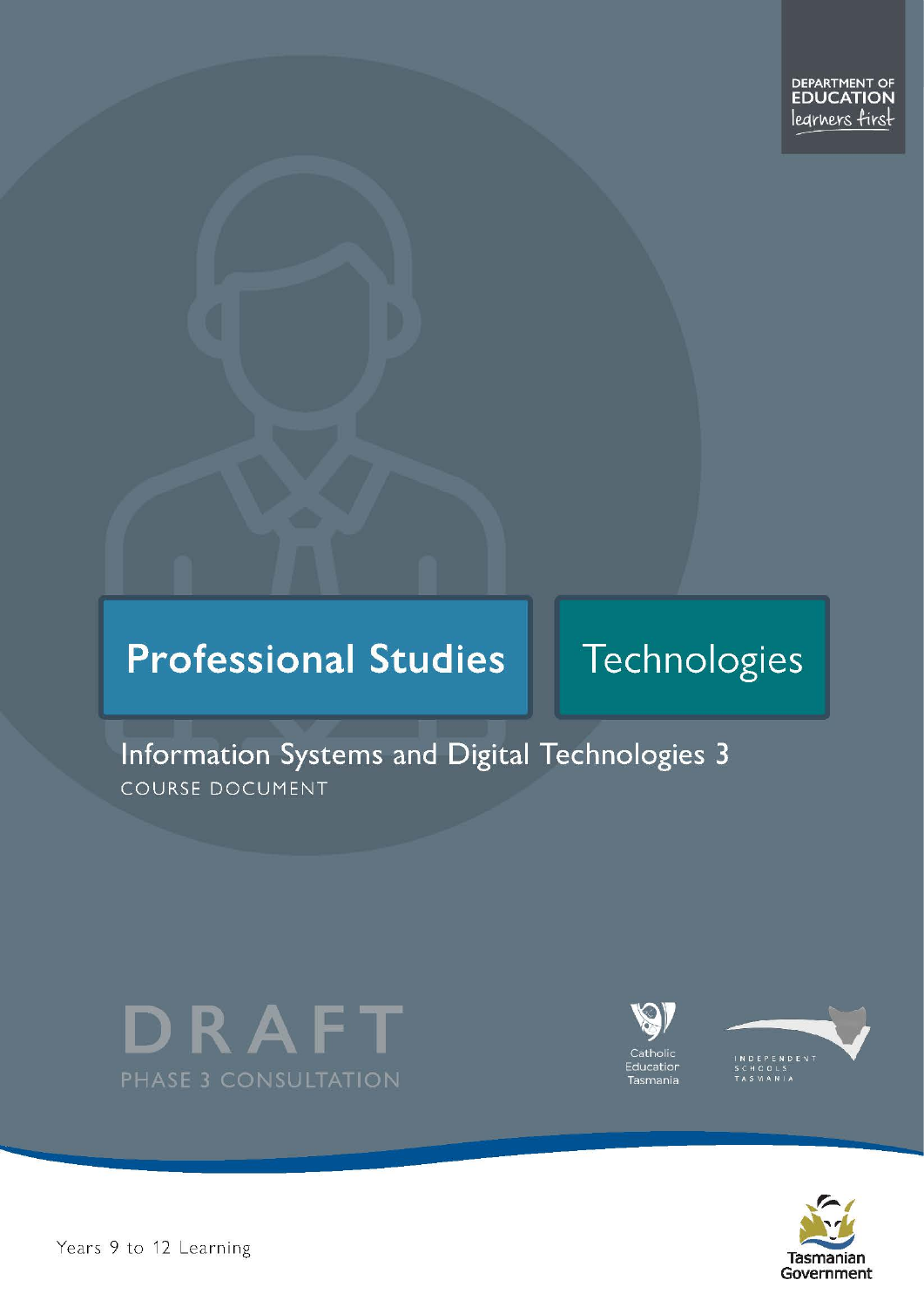DEPARTMENT OF EDUCATION
learners first

Professional Studies

Technologies

# Information Systems and Digital Technologies 3

COURSE DOCUMENT

DRAFT

PHASE 3 CONSULTATION

Catholic Education Tasmania

INDEPENDENT SCHOOLS TASMANIA

Years 9 to 12 Learning

Tasmanian Government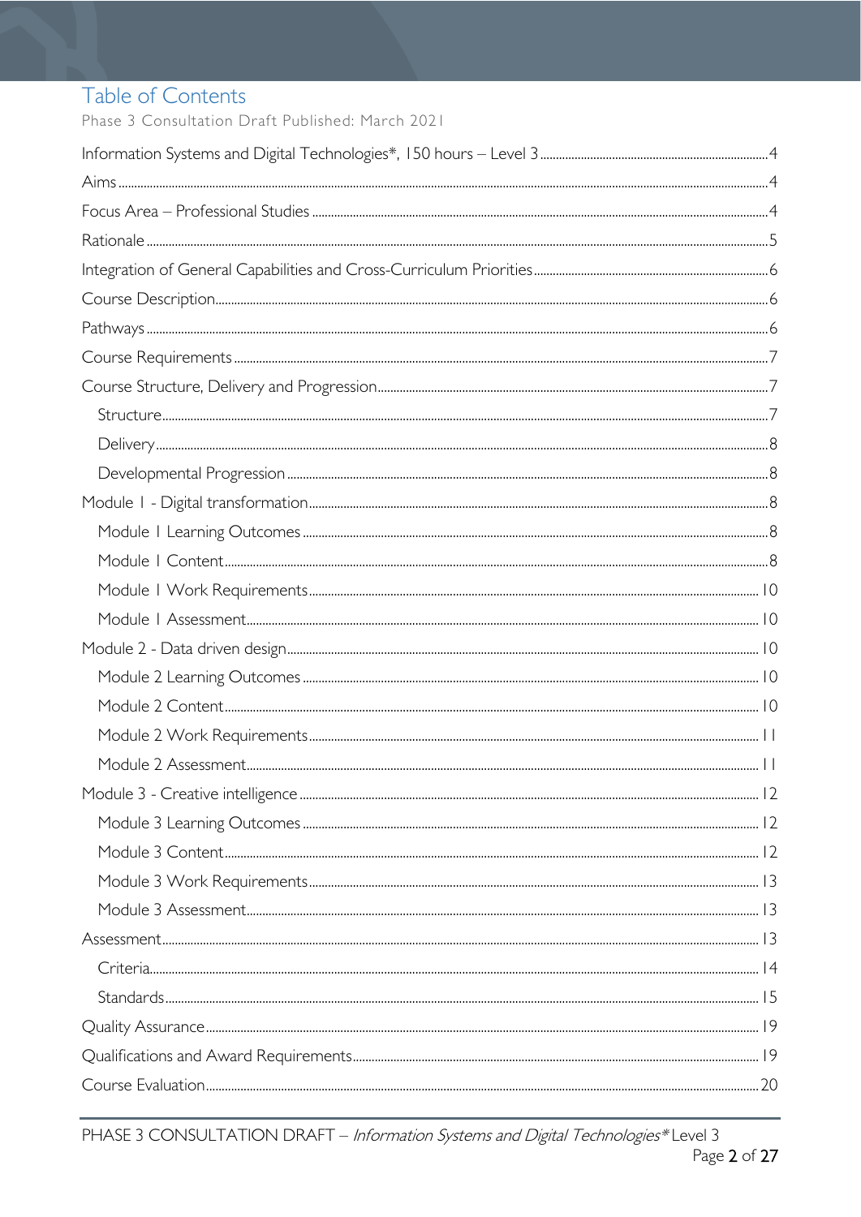# Table of Contents

Phase 3 Consultation Draft Published: March 2021

- Information Systems and Digital Technologies*, 150 hours – Level 3 ........ 4
- Aims ........ 4
- Focus Area – Professional Studies ........ 4
- Rationale ........ 5
- Integration of General Capabilities and Cross-Curriculum Priorities ........ 6
- Course Description ........ 6
- Pathways ........ 6
- Course Requirements ........ 7
- Course Structure, Delivery and Progression ........ 7
  - Structure ........ 7
  - Delivery ........ 8
  - Developmental Progression ........ 8
- Module 1 - Digital transformation ........ 8
  - Module 1 Learning Outcomes ........ 8
  - Module 1 Content ........ 8
  - Module 1 Work Requirements ........ 10
  - Module 1 Assessment ........ 10
- Module 2 - Data driven design ........ 10
  - Module 2 Learning Outcomes ........ 10
  - Module 2 Content ........ 10
  - Module 2 Work Requirements ........ 11
  - Module 2 Assessment ........ 11
- Module 3 - Creative intelligence ........ 12
  - Module 3 Learning Outcomes ........ 12
  - Module 3 Content ........ 12
  - Module 3 Work Requirements ........ 13
  - Module 3 Assessment ........ 13
- Assessment ........ 13
  - Criteria ........ 14
  - Standards ........ 15
- Quality Assurance ........ 19
- Qualifications and Award Requirements ........ 19
- Course Evaluation ........ 20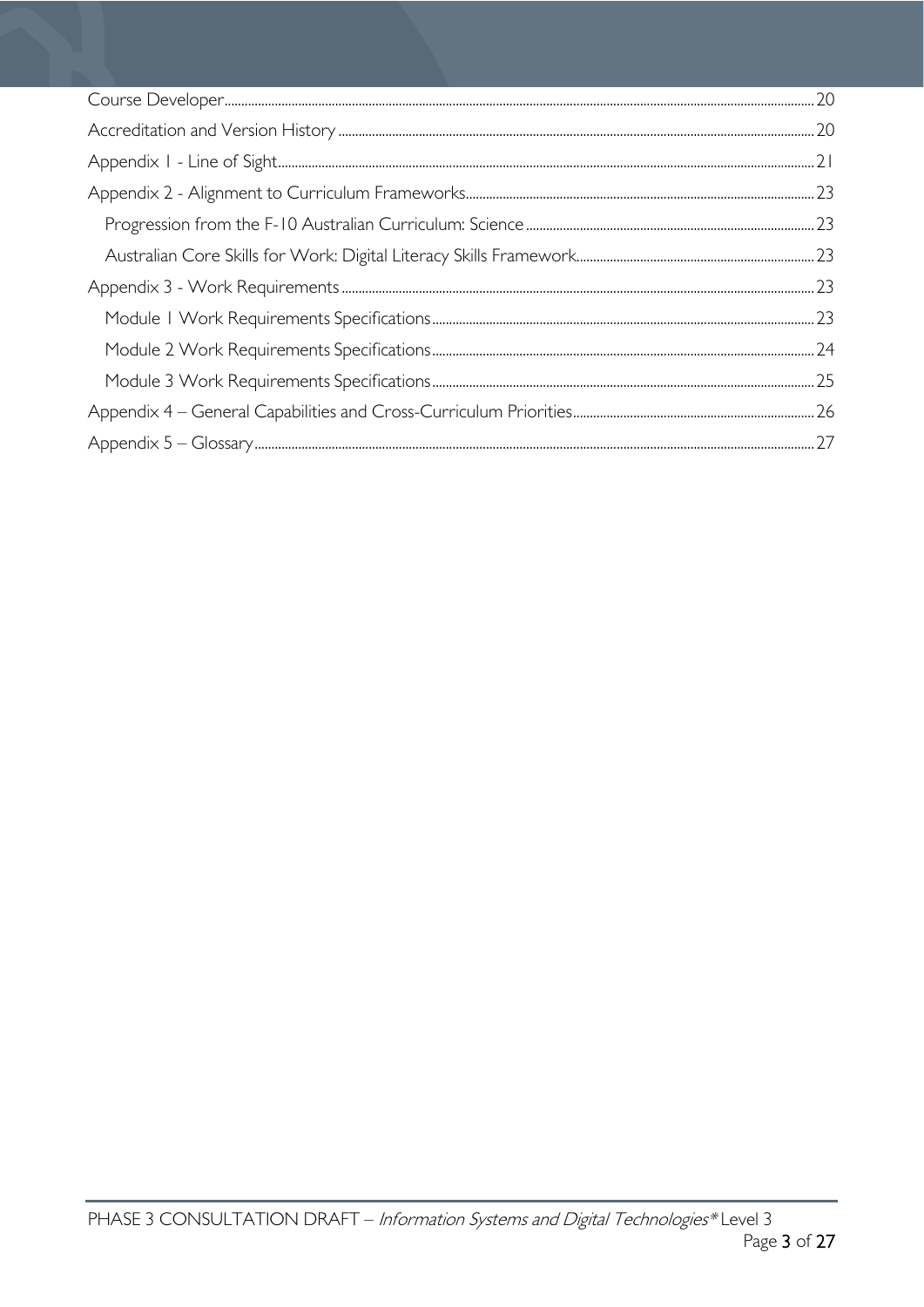Course Developer ........ 20

Accreditation and Version History ........ 20

Appendix 1 - Line of Sight ........ 21

Appendix 2 - Alignment to Curriculum Frameworks ........ 23

- Progression from the F-10 Australian Curriculum: Science ........ 23
- Australian Core Skills for Work: Digital Literacy Skills Framework ........ 23

Appendix 3 - Work Requirements ........ 23

- Module 1 Work Requirements Specifications ........ 23
- Module 2 Work Requirements Specifications ........ 24
- Module 3 Work Requirements Specifications ........ 25

Appendix 4 – General Capabilities and Cross-Curriculum Priorities ........ 26

Appendix 5 – Glossary ........ 27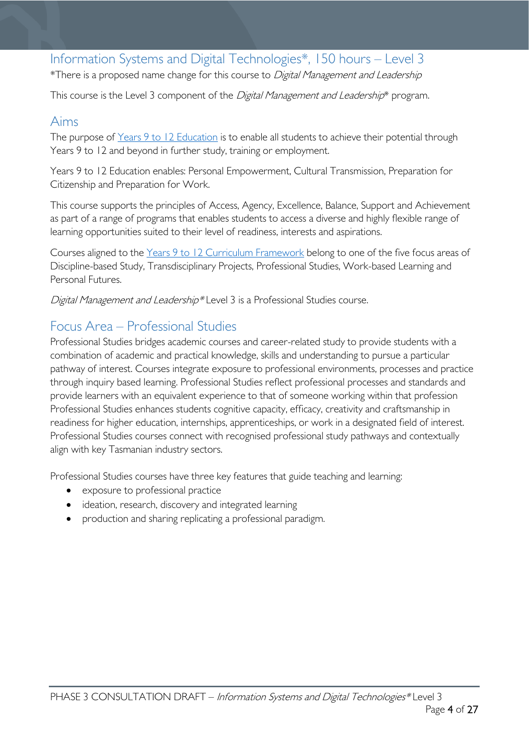## Information Systems and Digital Technologies*, 150 hours – Level 3

*There is a proposed name change for this course to *Digital Management and Leadership*

This course is the Level 3 component of the *Digital Management and Leadership** program.

## Aims

The purpose of Years 9 to 12 Education is to enable all students to achieve their potential through Years 9 to 12 and beyond in further study, training or employment.

Years 9 to 12 Education enables: Personal Empowerment, Cultural Transmission, Preparation for Citizenship and Preparation for Work.

This course supports the principles of Access, Agency, Excellence, Balance, Support and Achievement as part of a range of programs that enables students to access a diverse and highly flexible range of learning opportunities suited to their level of readiness, interests and aspirations.

Courses aligned to the Years 9 to 12 Curriculum Framework belong to one of the five focus areas of Discipline-based Study, Transdisciplinary Projects, Professional Studies, Work-based Learning and Personal Futures.

*Digital Management and Leadership** Level 3 is a Professional Studies course.

## Focus Area – Professional Studies

Professional Studies bridges academic courses and career-related study to provide students with a combination of academic and practical knowledge, skills and understanding to pursue a particular pathway of interest. Courses integrate exposure to professional environments, processes and practice through inquiry based learning. Professional Studies reflect professional processes and standards and provide learners with an equivalent experience to that of someone working within that profession Professional Studies enhances students cognitive capacity, efficacy, creativity and craftsmanship in readiness for higher education, internships, apprenticeships, or work in a designated field of interest. Professional Studies courses connect with recognised professional study pathways and contextually align with key Tasmanian industry sectors.

Professional Studies courses have three key features that guide teaching and learning:

- exposure to professional practice
- ideation, research, discovery and integrated learning
- production and sharing replicating a professional paradigm.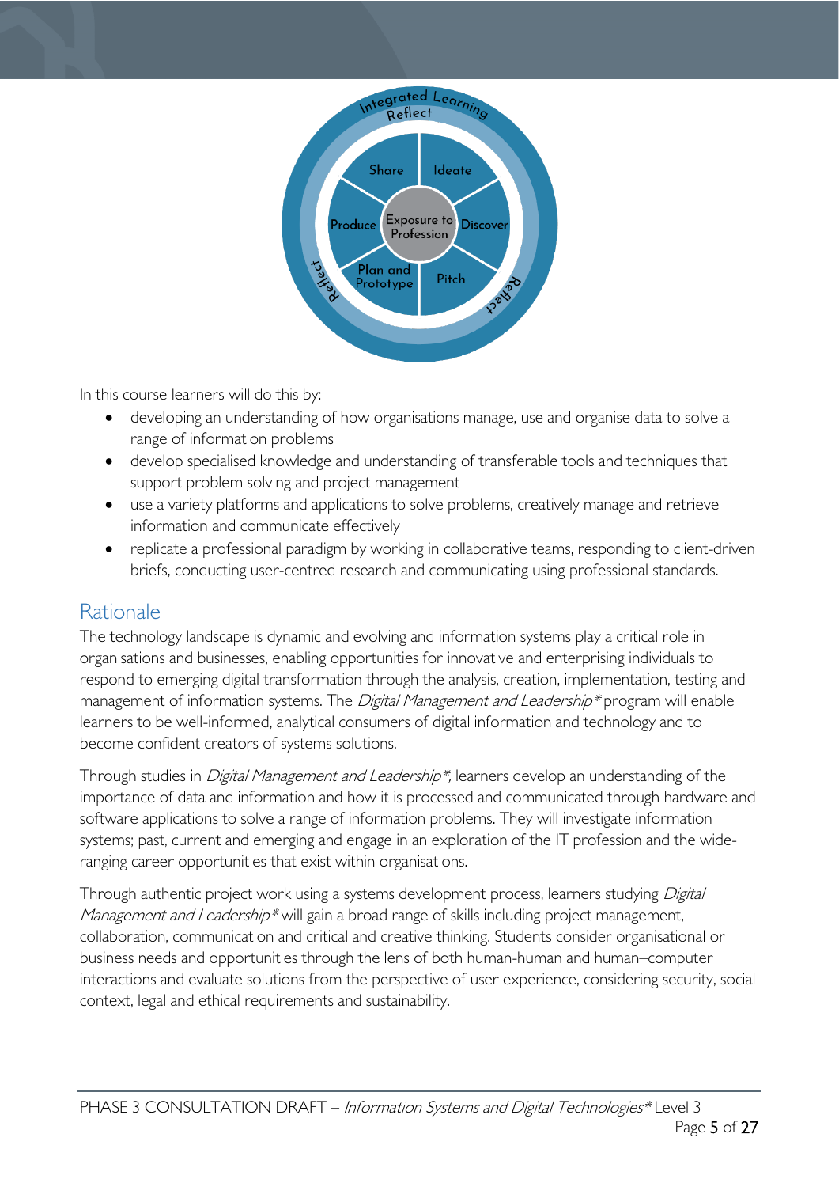In this course learners will do this by:

- developing an understanding of how organisations manage, use and organise data to solve a range of information problems
- develop specialised knowledge and understanding of transferable tools and techniques that support problem solving and project management
- use a variety platforms and applications to solve problems, creatively manage and retrieve information and communicate effectively
- replicate a professional paradigm by working in collaborative teams, responding to client-driven briefs, conducting user-centred research and communicating using professional standards.

## Rationale

The technology landscape is dynamic and evolving and information systems play a critical role in organisations and businesses, enabling opportunities for innovative and enterprising individuals to respond to emerging digital transformation through the analysis, creation, implementation, testing and management of information systems. The *Digital Management and Leadership** program will enable learners to be well-informed, analytical consumers of digital information and technology and to become confident creators of systems solutions.

Through studies in *Digital Management and Leadership**, learners develop an understanding of the importance of data and information and how it is processed and communicated through hardware and software applications to solve a range of information problems. They will investigate information systems; past, current and emerging and engage in an exploration of the IT profession and the wide-ranging career opportunities that exist within organisations.

Through authentic project work using a systems development process, learners studying *Digital Management and Leadership** will gain a broad range of skills including project management, collaboration, communication and critical and creative thinking. Students consider organisational or business needs and opportunities through the lens of both human-human and human–computer interactions and evaluate solutions from the perspective of user experience, considering security, social context, legal and ethical requirements and sustainability.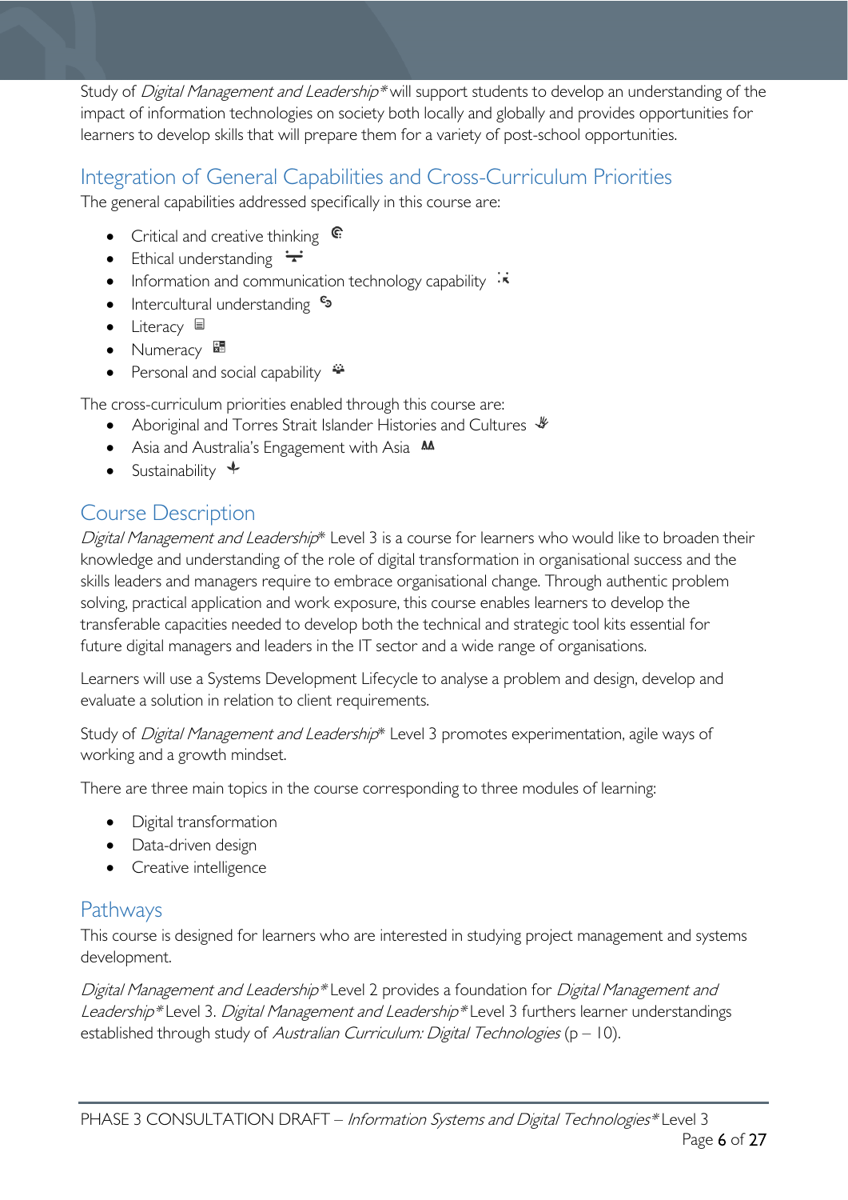Study of *Digital Management and Leadership** will support students to develop an understanding of the impact of information technologies on society both locally and globally and provides opportunities for learners to develop skills that will prepare them for a variety of post-school opportunities.

## Integration of General Capabilities and Cross-Curriculum Priorities

The general capabilities addressed specifically in this course are:

- Critical and creative thinking
- Ethical understanding
- Information and communication technology capability
- Intercultural understanding
- Literacy
- Numeracy
- Personal and social capability

The cross-curriculum priorities enabled through this course are:

- Aboriginal and Torres Strait Islander Histories and Cultures
- Asia and Australia's Engagement with Asia
- Sustainability

## Course Description

*Digital Management and Leadership** Level 3 is a course for learners who would like to broaden their knowledge and understanding of the role of digital transformation in organisational success and the skills leaders and managers require to embrace organisational change. Through authentic problem solving, practical application and work exposure, this course enables learners to develop the transferable capacities needed to develop both the technical and strategic tool kits essential for future digital managers and leaders in the IT sector and a wide range of organisations.

Learners will use a Systems Development Lifecycle to analyse a problem and design, develop and evaluate a solution in relation to client requirements.

Study of *Digital Management and Leadership** Level 3 promotes experimentation, agile ways of working and a growth mindset.

There are three main topics in the course corresponding to three modules of learning:

- Digital transformation
- Data-driven design
- Creative intelligence

## Pathways

This course is designed for learners who are interested in studying project management and systems development.

*Digital Management and Leadership** Level 2 provides a foundation for *Digital Management and Leadership** Level 3. *Digital Management and Leadership** Level 3 furthers learner understandings established through study of *Australian Curriculum: Digital Technologies* (p – 10).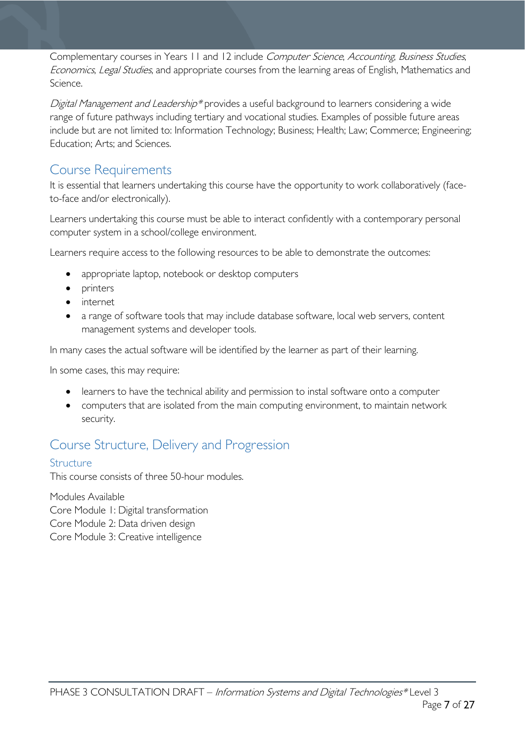Complementary courses in Years 11 and 12 include *Computer Science*, *Accounting*, *Business Studies*, *Economics*, *Legal Studies*, and appropriate courses from the learning areas of English, Mathematics and Science.

*Digital Management and Leadership** provides a useful background to learners considering a wide range of future pathways including tertiary and vocational studies. Examples of possible future areas include but are not limited to: Information Technology; Business; Health; Law; Commerce; Engineering; Education; Arts; and Sciences.

## Course Requirements

It is essential that learners undertaking this course have the opportunity to work collaboratively (face-to-face and/or electronically).

Learners undertaking this course must be able to interact confidently with a contemporary personal computer system in a school/college environment.

Learners require access to the following resources to be able to demonstrate the outcomes:

- appropriate laptop, notebook or desktop computers
- printers
- internet
- a range of software tools that may include database software, local web servers, content management systems and developer tools.

In many cases the actual software will be identified by the learner as part of their learning.

In some cases, this may require:

- learners to have the technical ability and permission to instal software onto a computer
- computers that are isolated from the main computing environment, to maintain network security.

## Course Structure, Delivery and Progression

### Structure

This course consists of three 50-hour modules.

Modules Available
Core Module 1: Digital transformation
Core Module 2: Data driven design
Core Module 3: Creative intelligence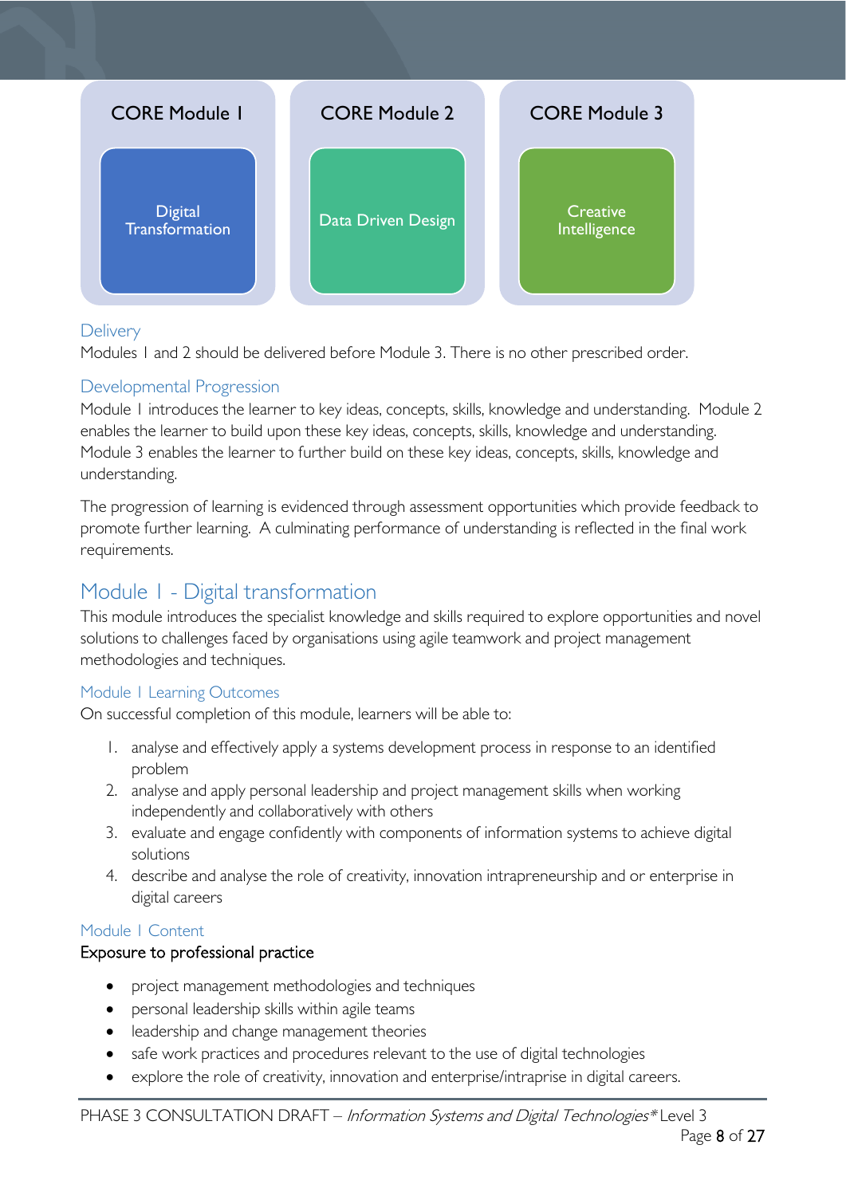| CORE Module 1 | CORE Module 2 | CORE Module 3 |
| --- | --- | --- |
| Digital Transformation | Data Driven Design | Creative Intelligence |

### Delivery

Modules 1 and 2 should be delivered before Module 3. There is no other prescribed order.

### Developmental Progression

Module 1 introduces the learner to key ideas, concepts, skills, knowledge and understanding. Module 2 enables the learner to build upon these key ideas, concepts, skills, knowledge and understanding. Module 3 enables the learner to further build on these key ideas, concepts, skills, knowledge and understanding.

The progression of learning is evidenced through assessment opportunities which provide feedback to promote further learning. A culminating performance of understanding is reflected in the final work requirements.

## Module 1 - Digital transformation

This module introduces the specialist knowledge and skills required to explore opportunities and novel solutions to challenges faced by organisations using agile teamwork and project management methodologies and techniques.

### Module 1 Learning Outcomes

On successful completion of this module, learners will be able to:

1. analyse and effectively apply a systems development process in response to an identified problem
2. analyse and apply personal leadership and project management skills when working independently and collaboratively with others
3. evaluate and engage confidently with components of information systems to achieve digital solutions
4. describe and analyse the role of creativity, innovation intrapreneurship and or enterprise in digital careers

### Module 1 Content

Exposure to professional practice

- project management methodologies and techniques
- personal leadership skills within agile teams
- leadership and change management theories
- safe work practices and procedures relevant to the use of digital technologies
- explore the role of creativity, innovation and enterprise/intraprise in digital careers.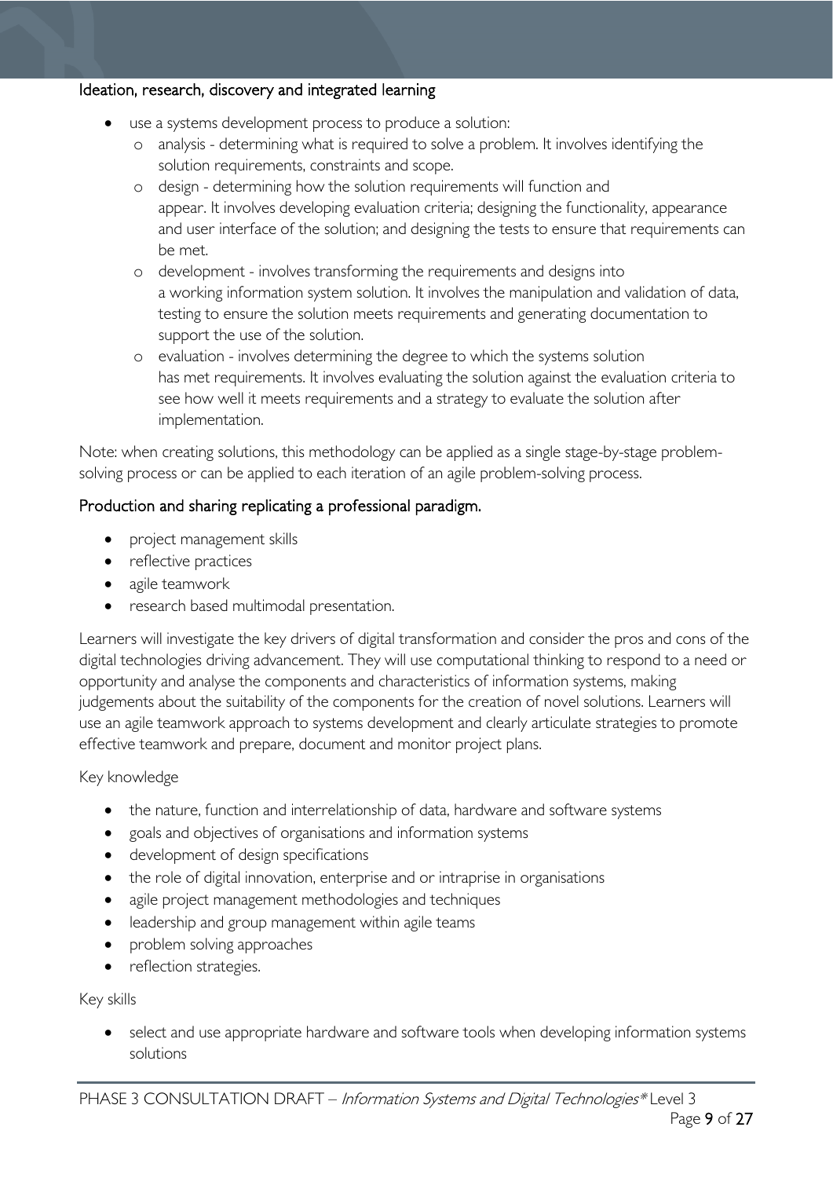### Ideation, research, discovery and integrated learning

- use a systems development process to produce a solution:
  - analysis - determining what is required to solve a problem. It involves identifying the solution requirements, constraints and scope.
  - design - determining how the solution requirements will function and appear. It involves developing evaluation criteria; designing the functionality, appearance and user interface of the solution; and designing the tests to ensure that requirements can be met.
  - development - involves transforming the requirements and designs into a working information system solution. It involves the manipulation and validation of data, testing to ensure the solution meets requirements and generating documentation to support the use of the solution.
  - evaluation - involves determining the degree to which the systems solution has met requirements. It involves evaluating the solution against the evaluation criteria to see how well it meets requirements and a strategy to evaluate the solution after implementation.

Note: when creating solutions, this methodology can be applied as a single stage-by-stage problem-solving process or can be applied to each iteration of an agile problem-solving process.

### Production and sharing replicating a professional paradigm.

- project management skills
- reflective practices
- agile teamwork
- research based multimodal presentation.

Learners will investigate the key drivers of digital transformation and consider the pros and cons of the digital technologies driving advancement. They will use computational thinking to respond to a need or opportunity and analyse the components and characteristics of information systems, making judgements about the suitability of the components for the creation of novel solutions. Learners will use an agile teamwork approach to systems development and clearly articulate strategies to promote effective teamwork and prepare, document and monitor project plans.

Key knowledge

- the nature, function and interrelationship of data, hardware and software systems
- goals and objectives of organisations and information systems
- development of design specifications
- the role of digital innovation, enterprise and or intraprise in organisations
- agile project management methodologies and techniques
- leadership and group management within agile teams
- problem solving approaches
- reflection strategies.

Key skills

- select and use appropriate hardware and software tools when developing information systems solutions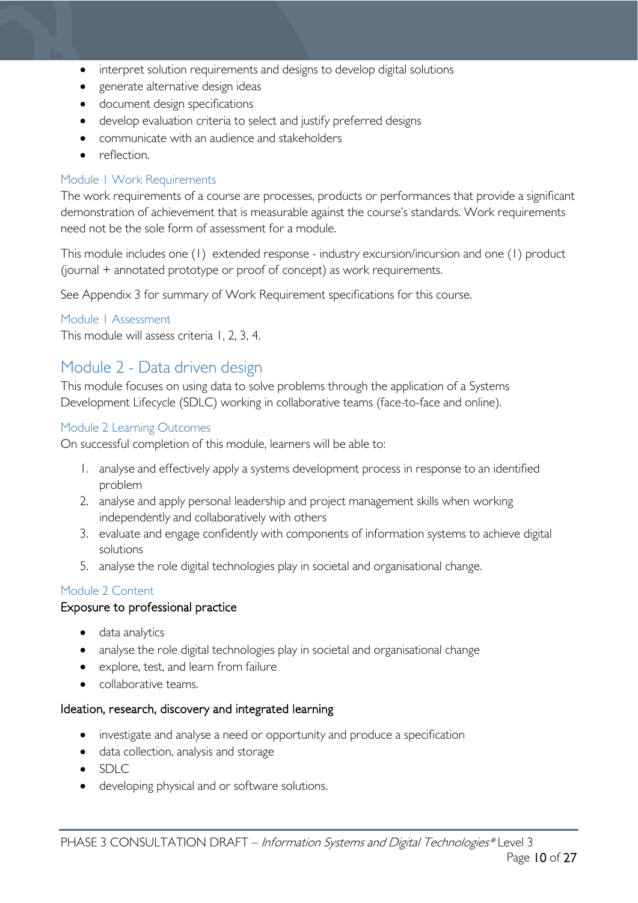- interpret solution requirements and designs to develop digital solutions
- generate alternative design ideas
- document design specifications
- develop evaluation criteria to select and justify preferred designs
- communicate with an audience and stakeholders
- reflection.

### Module 1 Work Requirements

The work requirements of a course are processes, products or performances that provide a significant demonstration of achievement that is measurable against the course's standards. Work requirements need not be the sole form of assessment for a module.

This module includes one (1) extended response - industry excursion/incursion and one (1) product (journal + annotated prototype or proof of concept) as work requirements.

See Appendix 3 for summary of Work Requirement specifications for this course.

### Module 1 Assessment

This module will assess criteria 1, 2, 3, 4.

## Module 2 - Data driven design

This module focuses on using data to solve problems through the application of a Systems Development Lifecycle (SDLC) working in collaborative teams (face-to-face and online).

### Module 2 Learning Outcomes

On successful completion of this module, learners will be able to:

1. analyse and effectively apply a systems development process in response to an identified problem
2. analyse and apply personal leadership and project management skills when working independently and collaboratively with others
3. evaluate and engage confidently with components of information systems to achieve digital solutions
5. analyse the role digital technologies play in societal and organisational change.

### Module 2 Content

#### Exposure to professional practice

- data analytics
- analyse the role digital technologies play in societal and organisational change
- explore, test, and learn from failure
- collaborative teams.

#### Ideation, research, discovery and integrated learning

- investigate and analyse a need or opportunity and produce a specification
- data collection, analysis and storage
- SDLC
- developing physical and or software solutions.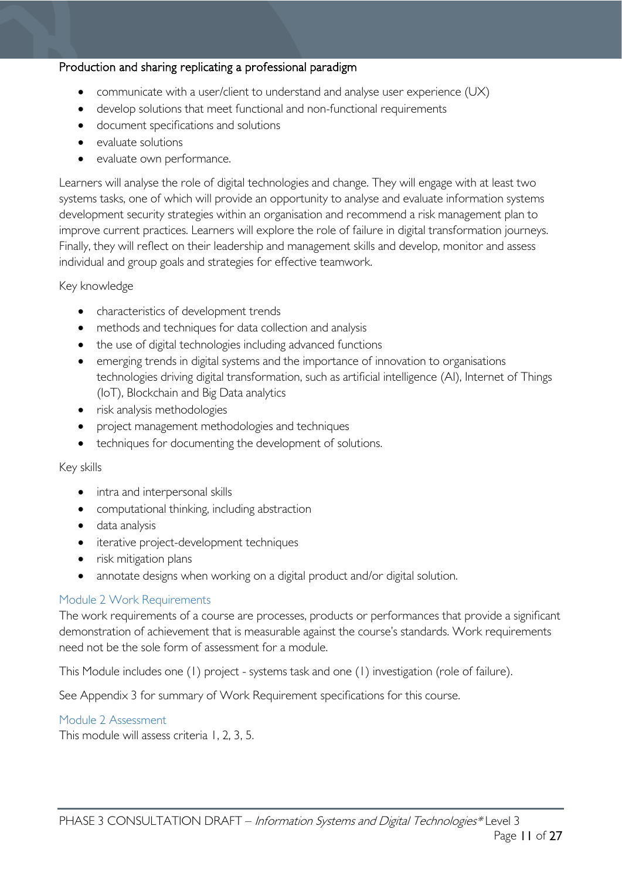Production and sharing replicating a professional paradigm

- communicate with a user/client to understand and analyse user experience (UX)
- develop solutions that meet functional and non-functional requirements
- document specifications and solutions
- evaluate solutions
- evaluate own performance.

Learners will analyse the role of digital technologies and change. They will engage with at least two systems tasks, one of which will provide an opportunity to analyse and evaluate information systems development security strategies within an organisation and recommend a risk management plan to improve current practices. Learners will explore the role of failure in digital transformation journeys. Finally, they will reflect on their leadership and management skills and develop, monitor and assess individual and group goals and strategies for effective teamwork.

Key knowledge

- characteristics of development trends
- methods and techniques for data collection and analysis
- the use of digital technologies including advanced functions
- emerging trends in digital systems and the importance of innovation to organisations technologies driving digital transformation, such as artificial intelligence (AI), Internet of Things (IoT), Blockchain and Big Data analytics
- risk analysis methodologies
- project management methodologies and techniques
- techniques for documenting the development of solutions.

Key skills

- intra and interpersonal skills
- computational thinking, including abstraction
- data analysis
- iterative project-development techniques
- risk mitigation plans
- annotate designs when working on a digital product and/or digital solution.

### Module 2 Work Requirements

The work requirements of a course are processes, products or performances that provide a significant demonstration of achievement that is measurable against the course's standards. Work requirements need not be the sole form of assessment for a module.

This Module includes one (1) project - systems task and one (1) investigation (role of failure).

See Appendix 3 for summary of Work Requirement specifications for this course.

### Module 2 Assessment

This module will assess criteria 1, 2, 3, 5.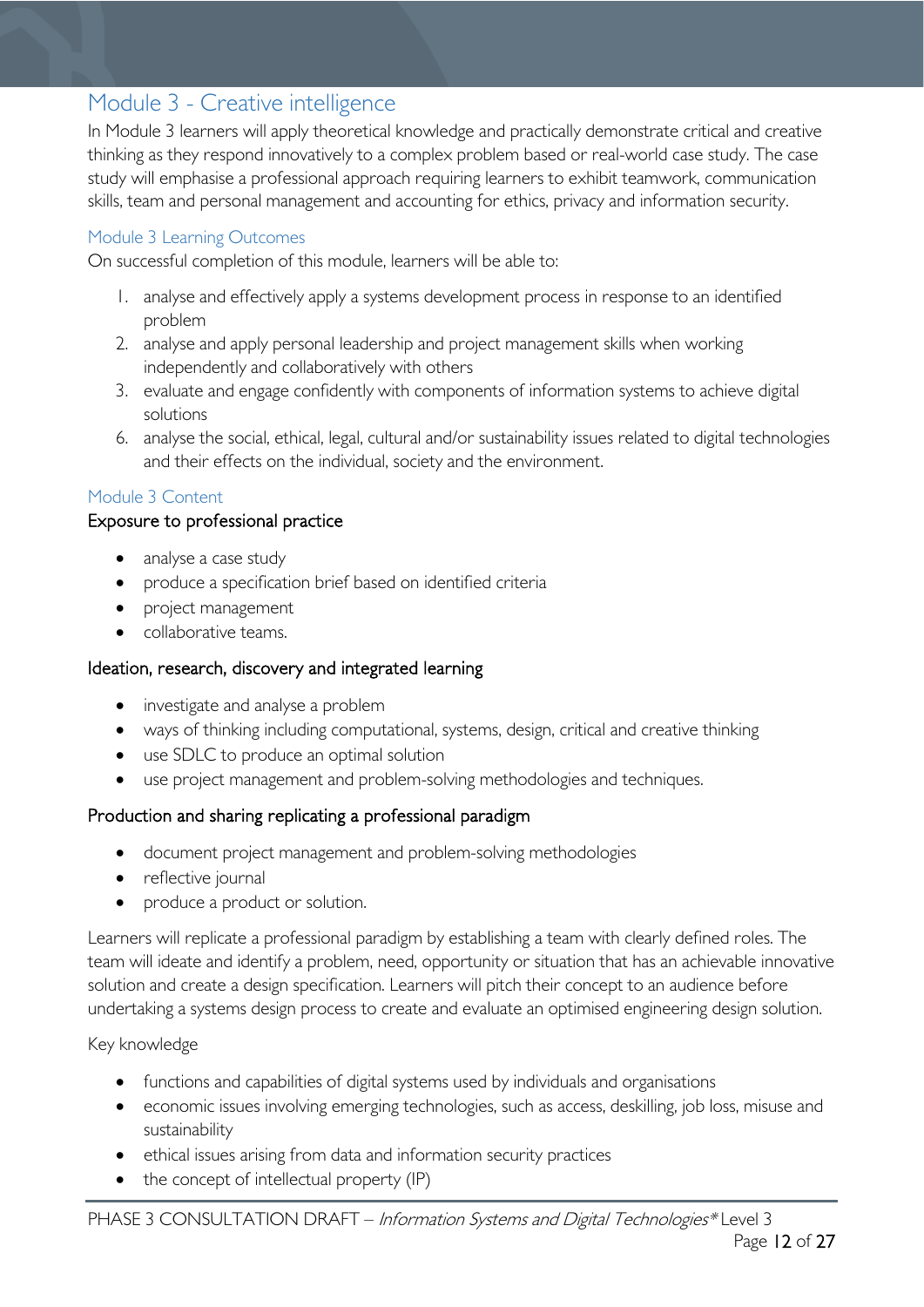## Module 3 - Creative intelligence

In Module 3 learners will apply theoretical knowledge and practically demonstrate critical and creative thinking as they respond innovatively to a complex problem based or real-world case study. The case study will emphasise a professional approach requiring learners to exhibit teamwork, communication skills, team and personal management and accounting for ethics, privacy and information security.

### Module 3 Learning Outcomes

On successful completion of this module, learners will be able to:

1. analyse and effectively apply a systems development process in response to an identified problem
2. analyse and apply personal leadership and project management skills when working independently and collaboratively with others
3. evaluate and engage confidently with components of information systems to achieve digital solutions

6. analyse the social, ethical, legal, cultural and/or sustainability issues related to digital technologies and their effects on the individual, society and the environment.

### Module 3 Content

#### Exposure to professional practice

- analyse a case study
- produce a specification brief based on identified criteria
- project management
- collaborative teams.

#### Ideation, research, discovery and integrated learning

- investigate and analyse a problem
- ways of thinking including computational, systems, design, critical and creative thinking
- use SDLC to produce an optimal solution
- use project management and problem-solving methodologies and techniques.

#### Production and sharing replicating a professional paradigm

- document project management and problem-solving methodologies
- reflective journal
- produce a product or solution.

Learners will replicate a professional paradigm by establishing a team with clearly defined roles. The team will ideate and identify a problem, need, opportunity or situation that has an achievable innovative solution and create a design specification. Learners will pitch their concept to an audience before undertaking a systems design process to create and evaluate an optimised engineering design solution.

Key knowledge

- functions and capabilities of digital systems used by individuals and organisations
- economic issues involving emerging technologies, such as access, deskilling, job loss, misuse and sustainability
- ethical issues arising from data and information security practices
- the concept of intellectual property (IP)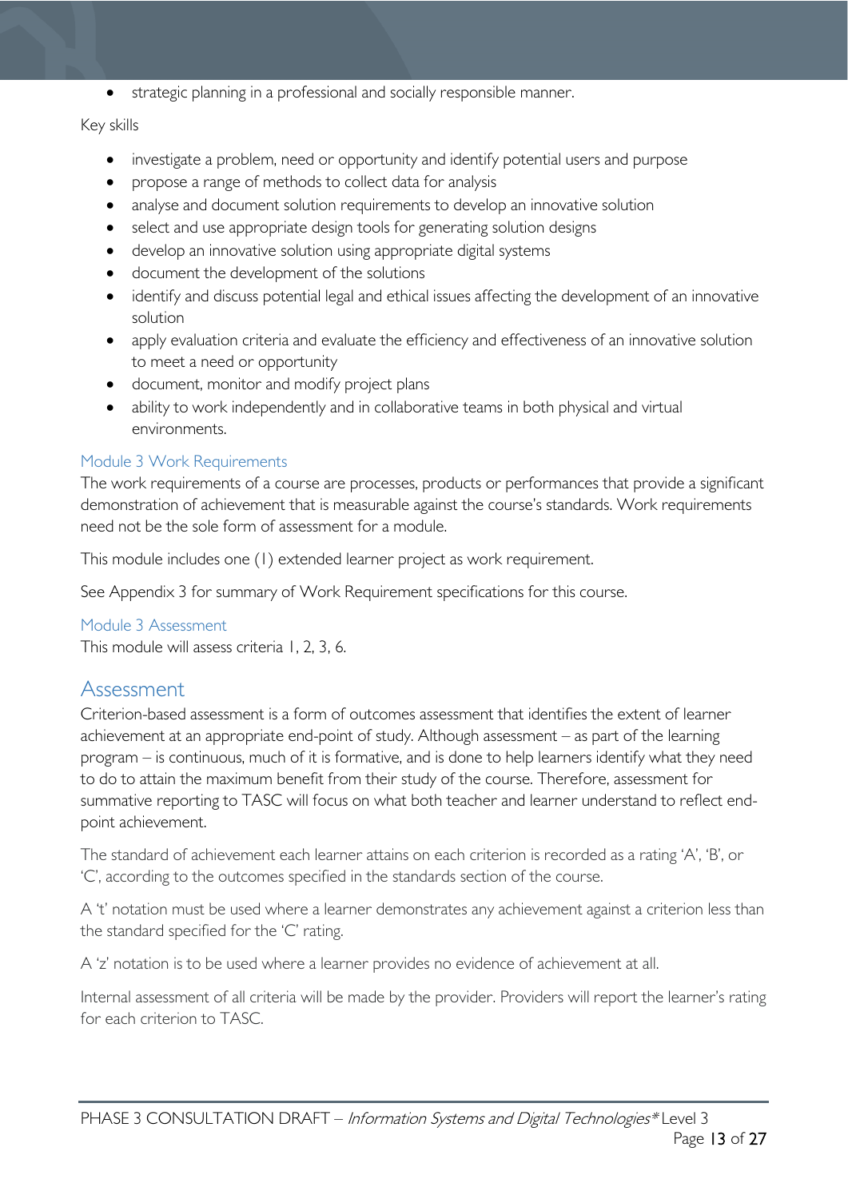- strategic planning in a professional and socially responsible manner.

Key skills

- investigate a problem, need or opportunity and identify potential users and purpose
- propose a range of methods to collect data for analysis
- analyse and document solution requirements to develop an innovative solution
- select and use appropriate design tools for generating solution designs
- develop an innovative solution using appropriate digital systems
- document the development of the solutions
- identify and discuss potential legal and ethical issues affecting the development of an innovative solution
- apply evaluation criteria and evaluate the efficiency and effectiveness of an innovative solution to meet a need or opportunity
- document, monitor and modify project plans
- ability to work independently and in collaborative teams in both physical and virtual environments.

### Module 3 Work Requirements

The work requirements of a course are processes, products or performances that provide a significant demonstration of achievement that is measurable against the course's standards. Work requirements need not be the sole form of assessment for a module.

This module includes one (1) extended learner project as work requirement.

See Appendix 3 for summary of Work Requirement specifications for this course.

### Module 3 Assessment

This module will assess criteria 1, 2, 3, 6.

## Assessment

Criterion-based assessment is a form of outcomes assessment that identifies the extent of learner achievement at an appropriate end-point of study. Although assessment – as part of the learning program – is continuous, much of it is formative, and is done to help learners identify what they need to do to attain the maximum benefit from their study of the course. Therefore, assessment for summative reporting to TASC will focus on what both teacher and learner understand to reflect end-point achievement.

The standard of achievement each learner attains on each criterion is recorded as a rating 'A', 'B', or 'C', according to the outcomes specified in the standards section of the course.

A 't' notation must be used where a learner demonstrates any achievement against a criterion less than the standard specified for the 'C' rating.

A 'z' notation is to be used where a learner provides no evidence of achievement at all.

Internal assessment of all criteria will be made by the provider. Providers will report the learner's rating for each criterion to TASC.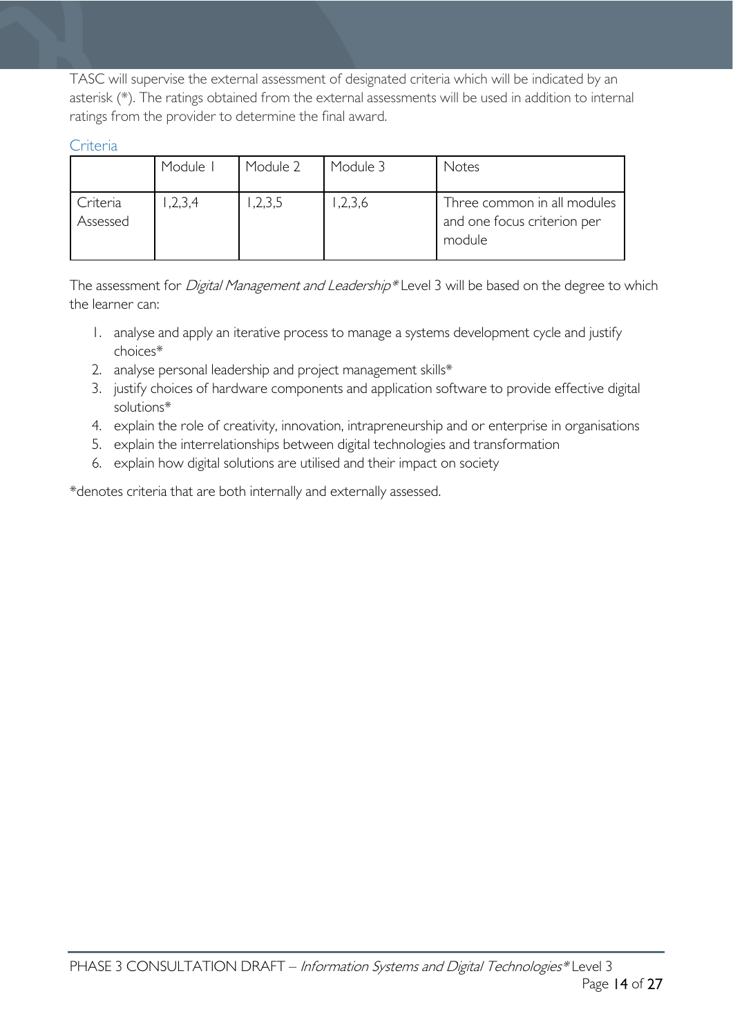TASC will supervise the external assessment of designated criteria which will be indicated by an asterisk (*). The ratings obtained from the external assessments will be used in addition to internal ratings from the provider to determine the final award.

### Criteria

| | Module 1 | Module 2 | Module 3 | Notes |
|---|---|---|---|---|
| Criteria Assessed | 1,2,3,4 | 1,2,3,5 | 1,2,3,6 | Three common in all modules and one focus criterion per module |

The assessment for *Digital Management and Leadership** Level 3 will be based on the degree to which the learner can:

1. analyse and apply an iterative process to manage a systems development cycle and justify choices*
2. analyse personal leadership and project management skills*
3. justify choices of hardware components and application software to provide effective digital solutions*
4. explain the role of creativity, innovation, intrapreneurship and or enterprise in organisations
5. explain the interrelationships between digital technologies and transformation
6. explain how digital solutions are utilised and their impact on society

*denotes criteria that are both internally and externally assessed.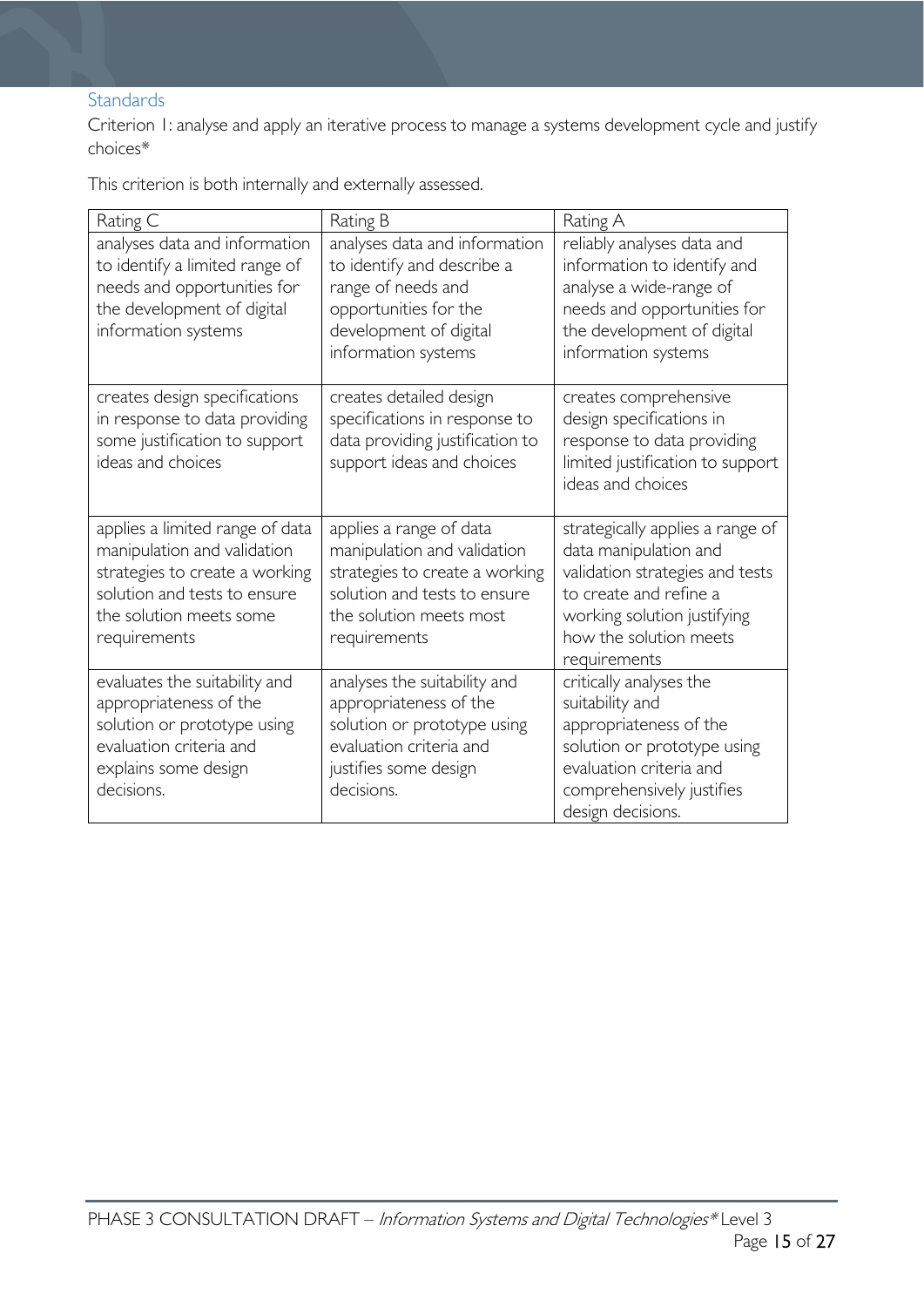## Standards

Criterion 1: analyse and apply an iterative process to manage a systems development cycle and justify choices*

This criterion is both internally and externally assessed.

| Rating C | Rating B | Rating A |
| --- | --- | --- |
| analyses data and information to identify a limited range of needs and opportunities for the development of digital information systems | analyses data and information to identify and describe a range of needs and opportunities for the development of digital information systems | reliably analyses data and information to identify and analyse a wide-range of needs and opportunities for the development of digital information systems |
| creates design specifications in response to data providing some justification to support ideas and choices | creates detailed design specifications in response to data providing justification to support ideas and choices | creates comprehensive design specifications in response to data providing limited justification to support ideas and choices |
| applies a limited range of data manipulation and validation strategies to create a working solution and tests to ensure the solution meets some requirements | applies a range of data manipulation and validation strategies to create a working solution and tests to ensure the solution meets most requirements | strategically applies a range of data manipulation and validation strategies and tests to create and refine a working solution justifying how the solution meets requirements |
| evaluates the suitability and appropriateness of the solution or prototype using evaluation criteria and explains some design decisions. | analyses the suitability and appropriateness of the solution or prototype using evaluation criteria and justifies some design decisions. | critically analyses the suitability and appropriateness of the solution or prototype using evaluation criteria and comprehensively justifies design decisions. |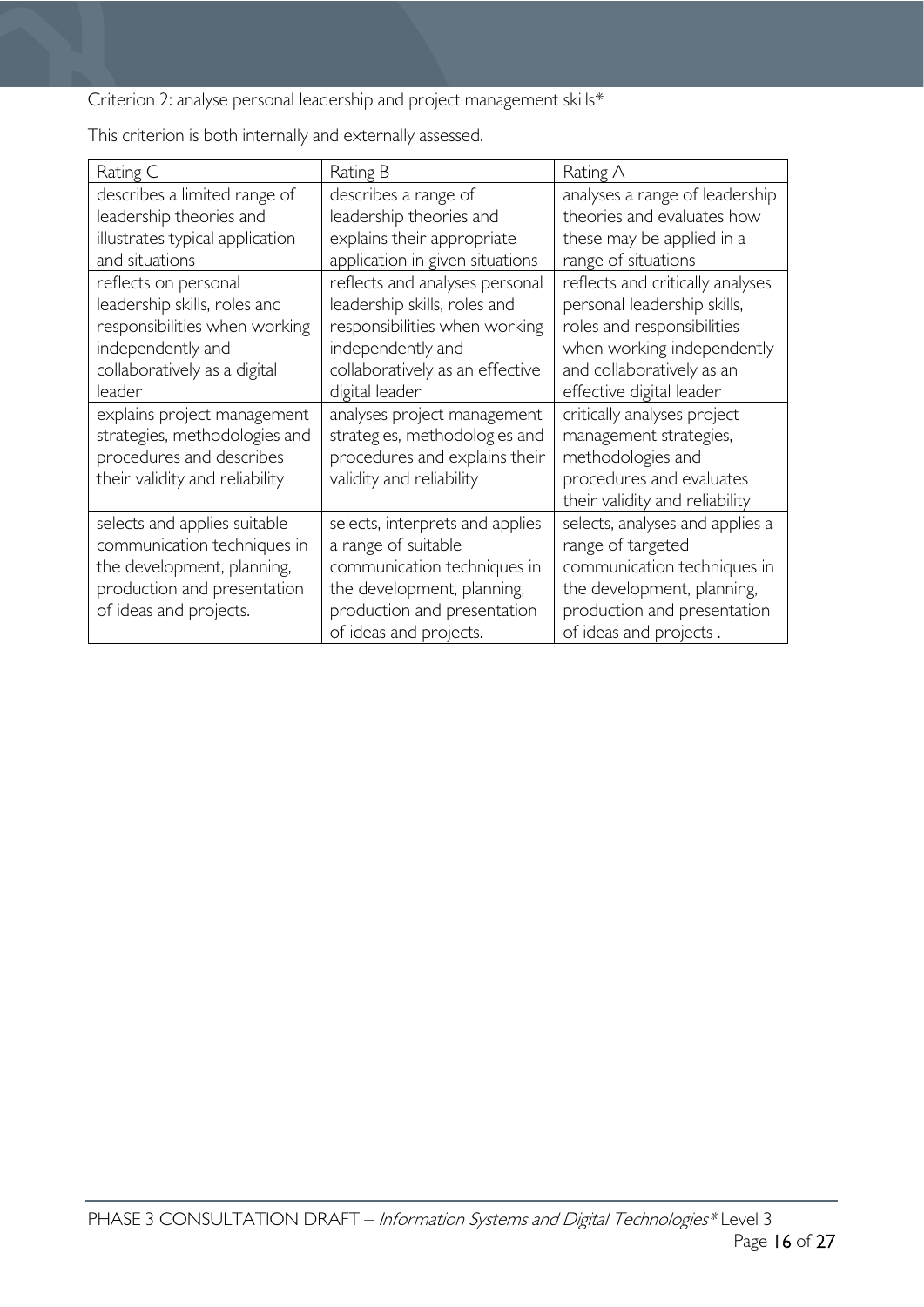Criterion 2: analyse personal leadership and project management skills*

This criterion is both internally and externally assessed.

| Rating C | Rating B | Rating A |
| --- | --- | --- |
| describes a limited range of leadership theories and illustrates typical application and situations | describes a range of leadership theories and explains their appropriate application in given situations | analyses a range of leadership theories and evaluates how these may be applied in a range of situations |
| reflects on personal leadership skills, roles and responsibilities when working independently and collaboratively as a digital leader | reflects and analyses personal leadership skills, roles and responsibilities when working independently and collaboratively as an effective digital leader | reflects and critically analyses personal leadership skills, roles and responsibilities when working independently and collaboratively as an effective digital leader |
| explains project management strategies, methodologies and procedures and describes their validity and reliability | analyses project management strategies, methodologies and procedures and explains their validity and reliability | critically analyses project management strategies, methodologies and procedures and evaluates their validity and reliability |
| selects and applies suitable communication techniques in the development, planning, production and presentation of ideas and projects. | selects, interprets and applies a range of suitable communication techniques in the development, planning, production and presentation of ideas and projects. | selects, analyses and applies a range of targeted communication techniques in the development, planning, production and presentation of ideas and projects . |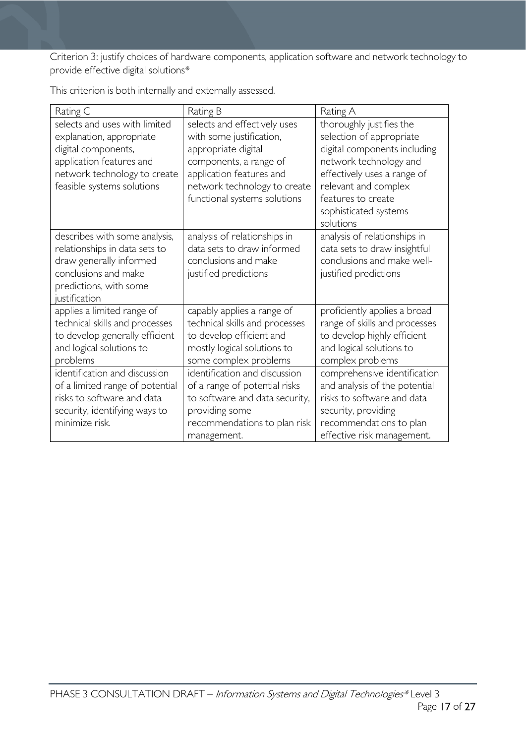Criterion 3: justify choices of hardware components, application software and network technology to provide effective digital solutions*

This criterion is both internally and externally assessed.

| Rating C | Rating B | Rating A |
| --- | --- | --- |
| selects and uses with limited explanation, appropriate digital components, application features and network technology to create feasible systems solutions | selects and effectively uses with some justification, appropriate digital components, a range of application features and network technology to create functional systems solutions | thoroughly justifies the selection of appropriate digital components including network technology and effectively uses a range of relevant and complex features to create sophisticated systems solutions |
| describes with some analysis, relationships in data sets to draw generally informed conclusions and make predictions, with some justification | analysis of relationships in data sets to draw informed conclusions and make justified predictions | analysis of relationships in data sets to draw insightful conclusions and make well-justified predictions |
| applies a limited range of technical skills and processes to develop generally efficient and logical solutions to problems | capably applies a range of technical skills and processes to develop efficient and mostly logical solutions to some complex problems | proficiently applies a broad range of skills and processes to develop highly efficient and logical solutions to complex problems |
| identification and discussion of a limited range of potential risks to software and data security, identifying ways to minimize risk. | identification and discussion of a range of potential risks to software and data security, providing some recommendations to plan risk management. | comprehensive identification and analysis of the potential risks to software and data security, providing recommendations to plan effective risk management. |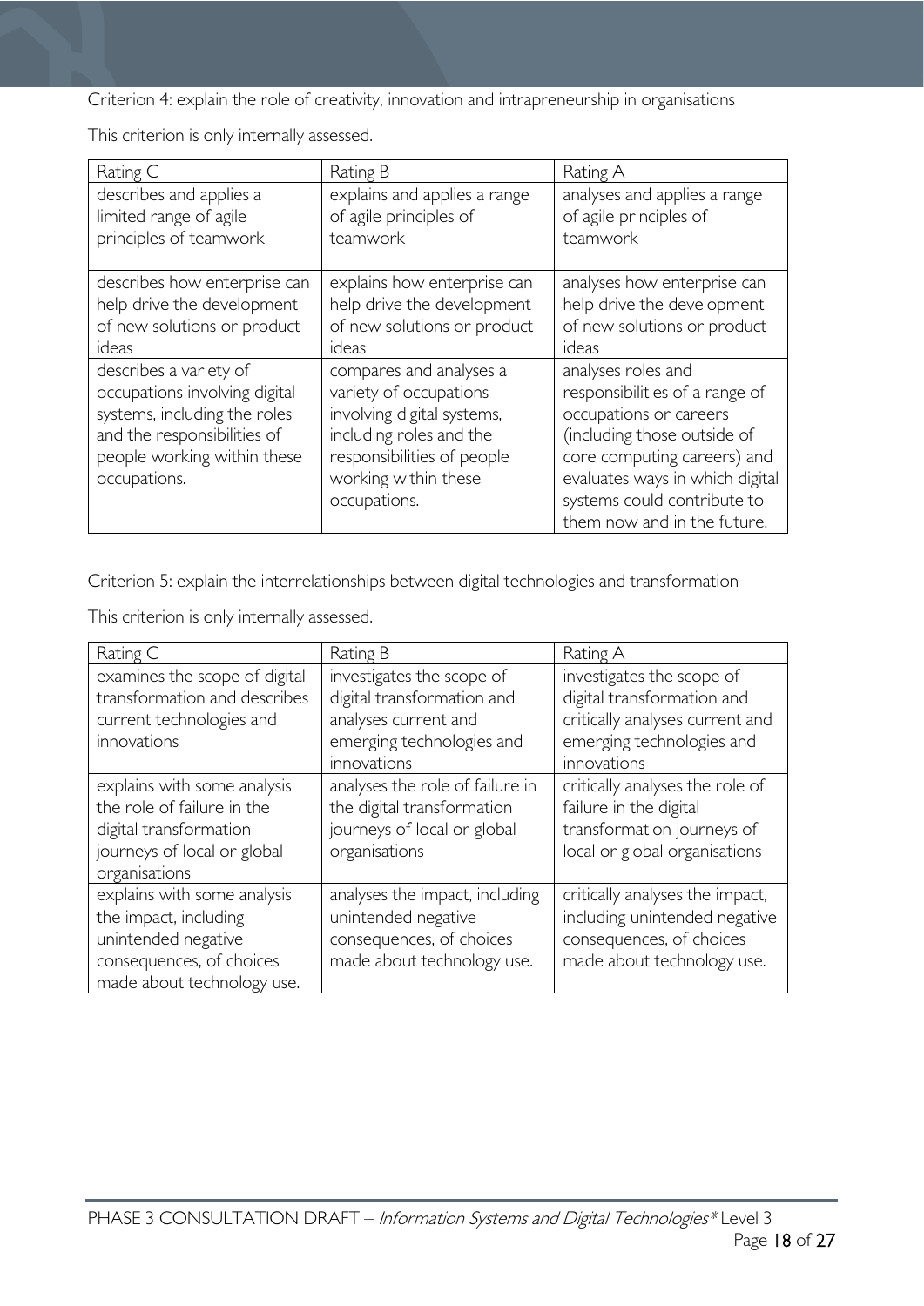Criterion 4: explain the role of creativity, innovation and intrapreneurship in organisations

This criterion is only internally assessed.

| Rating C | Rating B | Rating A |
| --- | --- | --- |
| describes and applies a limited range of agile principles of teamwork | explains and applies a range of agile principles of teamwork | analyses and applies a range of agile principles of teamwork |
| describes how enterprise can help drive the development of new solutions or product ideas | explains how enterprise can help drive the development of new solutions or product ideas | analyses how enterprise can help drive the development of new solutions or product ideas |
| describes a variety of occupations involving digital systems, including the roles and the responsibilities of people working within these occupations. | compares and analyses a variety of occupations involving digital systems, including roles and the responsibilities of people working within these occupations. | analyses roles and responsibilities of a range of occupations or careers (including those outside of core computing careers) and evaluates ways in which digital systems could contribute to them now and in the future. |

Criterion 5: explain the interrelationships between digital technologies and transformation

This criterion is only internally assessed.

| Rating C | Rating B | Rating A |
| --- | --- | --- |
| examines the scope of digital transformation and describes current technologies and innovations | investigates the scope of digital transformation and analyses current and emerging technologies and innovations | investigates the scope of digital transformation and critically analyses current and emerging technologies and innovations |
| explains with some analysis the role of failure in the digital transformation journeys of local or global organisations | analyses the role of failure in the digital transformation journeys of local or global organisations | critically analyses the role of failure in the digital transformation journeys of local or global organisations |
| explains with some analysis the impact, including unintended negative consequences, of choices made about technology use. | analyses the impact, including unintended negative consequences, of choices made about technology use. | critically analyses the impact, including unintended negative consequences, of choices made about technology use. |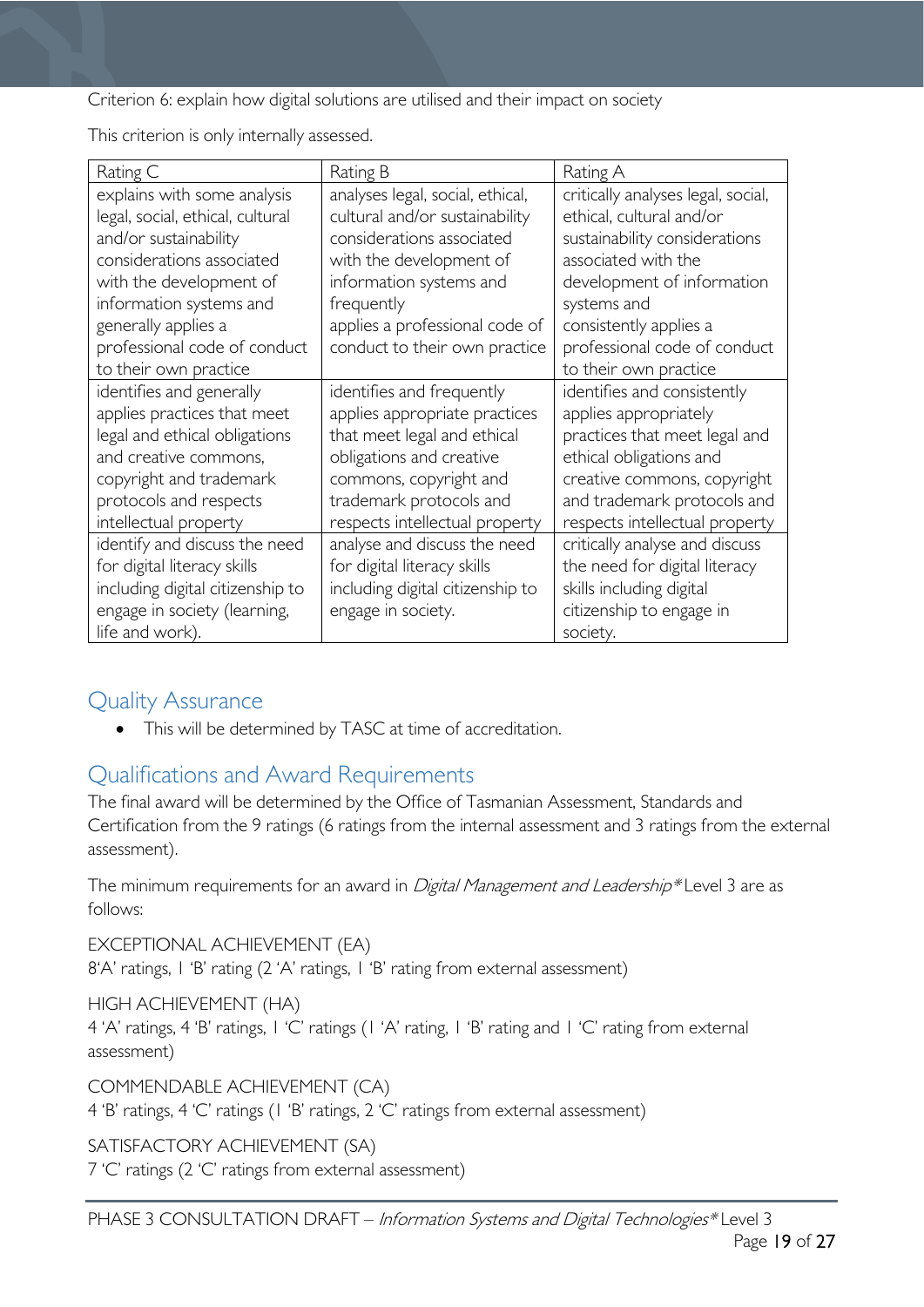Criterion 6: explain how digital solutions are utilised and their impact on society

This criterion is only internally assessed.

| Rating C | Rating B | Rating A |
| --- | --- | --- |
| explains with some analysis legal, social, ethical, cultural and/or sustainability considerations associated with the development of information systems and generally applies a professional code of conduct to their own practice | analyses legal, social, ethical, cultural and/or sustainability considerations associated with the development of information systems and frequently applies a professional code of conduct to their own practice | critically analyses legal, social, ethical, cultural and/or sustainability considerations associated with the development of information systems and consistently applies a professional code of conduct to their own practice |
| identifies and generally applies practices that meet legal and ethical obligations and creative commons, copyright and trademark protocols and respects intellectual property | identifies and frequently applies appropriate practices that meet legal and ethical obligations and creative commons, copyright and trademark protocols and respects intellectual property | identifies and consistently applies appropriately practices that meet legal and ethical obligations and creative commons, copyright and trademark protocols and respects intellectual property |
| identify and discuss the need for digital literacy skills including digital citizenship to engage in society (learning, life and work). | analyse and discuss the need for digital literacy skills including digital citizenship to engage in society. | critically analyse and discuss the need for digital literacy skills including digital citizenship to engage in society. |

## Quality Assurance

- This will be determined by TASC at time of accreditation.

## Qualifications and Award Requirements

The final award will be determined by the Office of Tasmanian Assessment, Standards and Certification from the 9 ratings (6 ratings from the internal assessment and 3 ratings from the external assessment).

The minimum requirements for an award in *Digital Management and Leadership** Level 3 are as follows:

EXCEPTIONAL ACHIEVEMENT (EA)
8'A' ratings, 1 'B' rating (2 'A' ratings, 1 'B' rating from external assessment)

HIGH ACHIEVEMENT (HA)
4 'A' ratings, 4 'B' ratings, 1 'C' ratings (1 'A' rating, 1 'B' rating and 1 'C' rating from external assessment)

COMMENDABLE ACHIEVEMENT (CA)
4 'B' ratings, 4 'C' ratings (1 'B' ratings, 2 'C' ratings from external assessment)

SATISFACTORY ACHIEVEMENT (SA)
7 'C' ratings (2 'C' ratings from external assessment)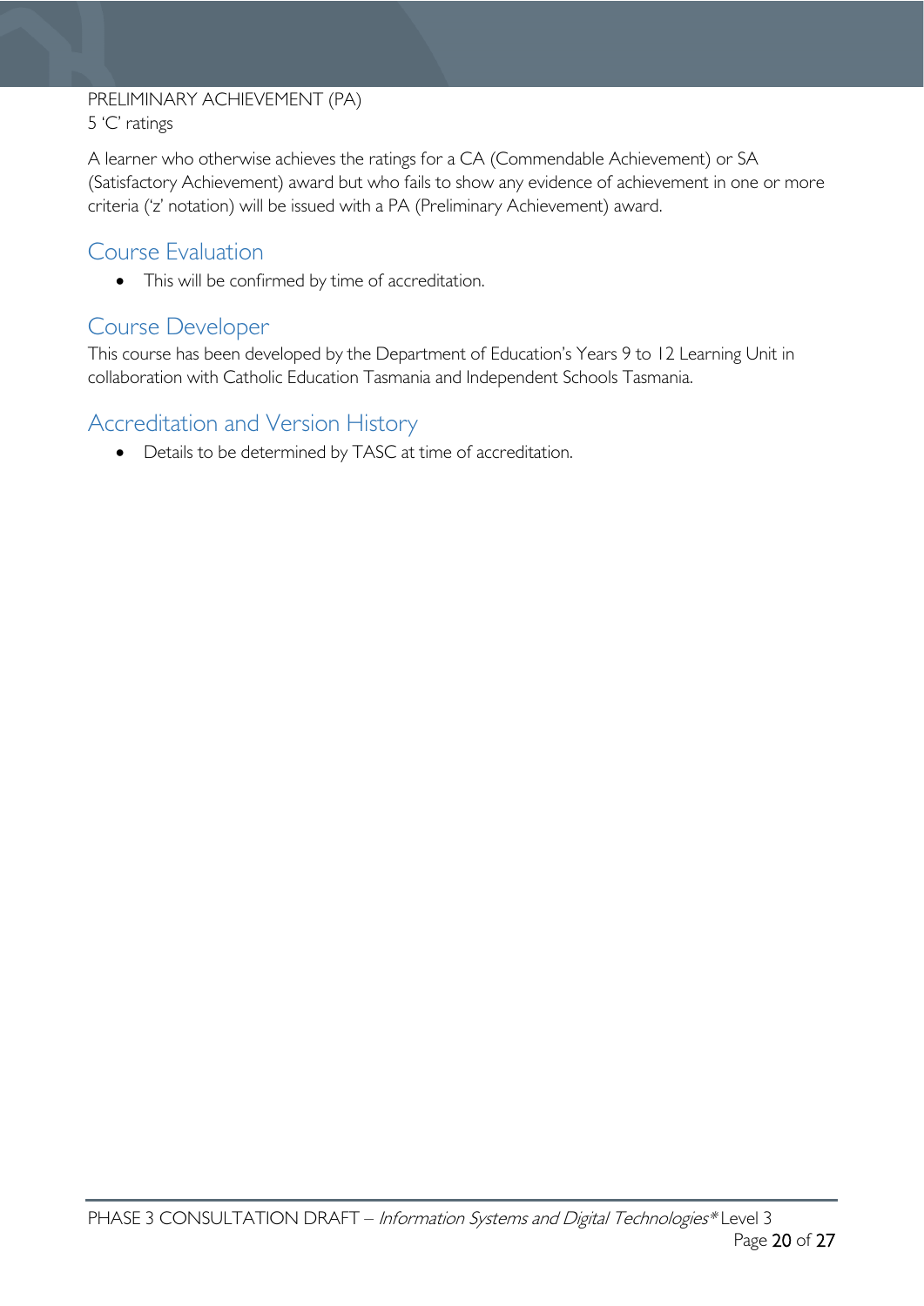PRELIMINARY ACHIEVEMENT (PA)
5 'C' ratings

A learner who otherwise achieves the ratings for a CA (Commendable Achievement) or SA (Satisfactory Achievement) award but who fails to show any evidence of achievement in one or more criteria ('z' notation) will be issued with a PA (Preliminary Achievement) award.

## Course Evaluation

- This will be confirmed by time of accreditation.

## Course Developer

This course has been developed by the Department of Education's Years 9 to 12 Learning Unit in collaboration with Catholic Education Tasmania and Independent Schools Tasmania.

## Accreditation and Version History

- Details to be determined by TASC at time of accreditation.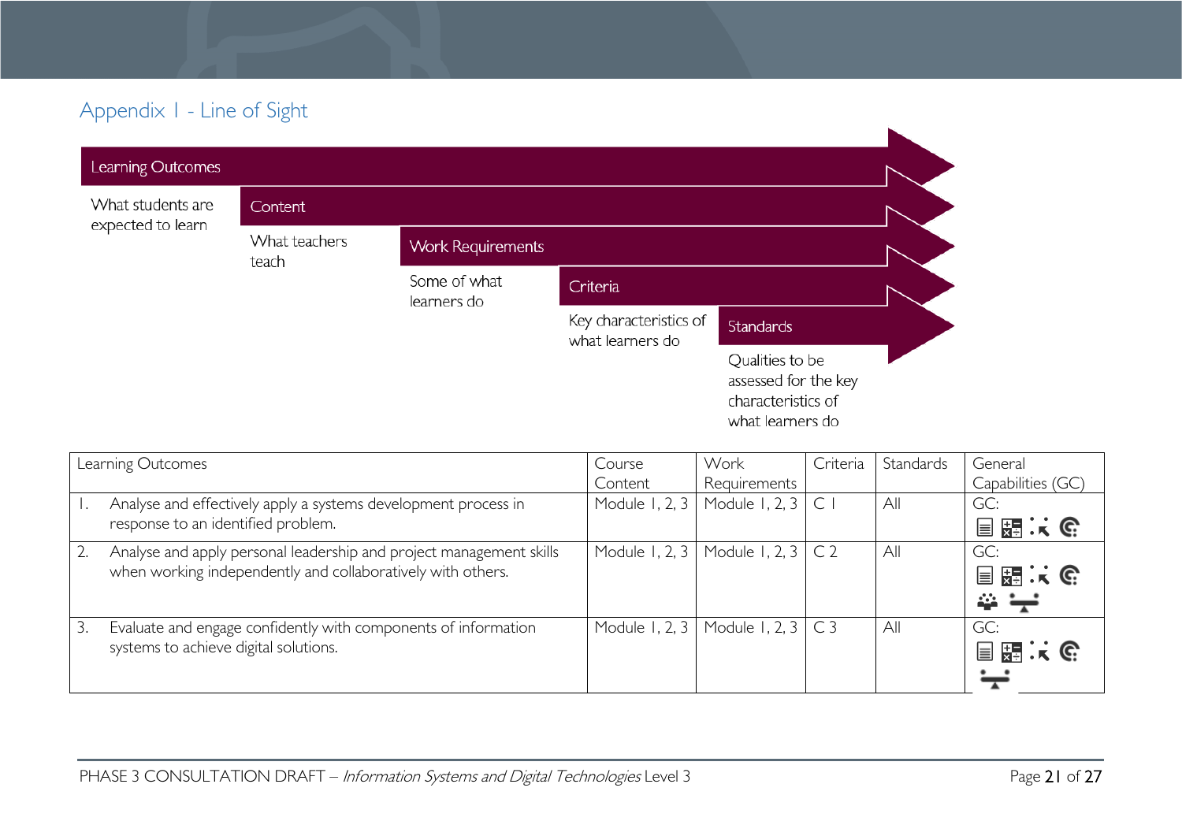## Appendix 1 - Line of Sight

**Learning Outcomes** – What students are expected to learn

**Content** – What teachers teach

**Work Requirements** – Some of what learners do

**Criteria** – Key characteristics of what learners do

**Standards** – Qualities to be assessed for the key characteristics of what learners do

| Learning Outcomes | Course Content | Work Requirements | Criteria | Standards | General Capabilities (GC) |
|---|---|---|---|---|---|
| 1. Analyse and effectively apply a systems development process in response to an identified problem. | Module 1, 2, 3 | Module 1, 2, 3 | C 1 | All | GC: |
| 2. Analyse and apply personal leadership and project management skills when working independently and collaboratively with others. | Module 1, 2, 3 | Module 1, 2, 3 | C 2 | All | GC: |
| 3. Evaluate and engage confidently with components of information systems to achieve digital solutions. | Module 1, 2, 3 | Module 1, 2, 3 | C 3 | All | GC: |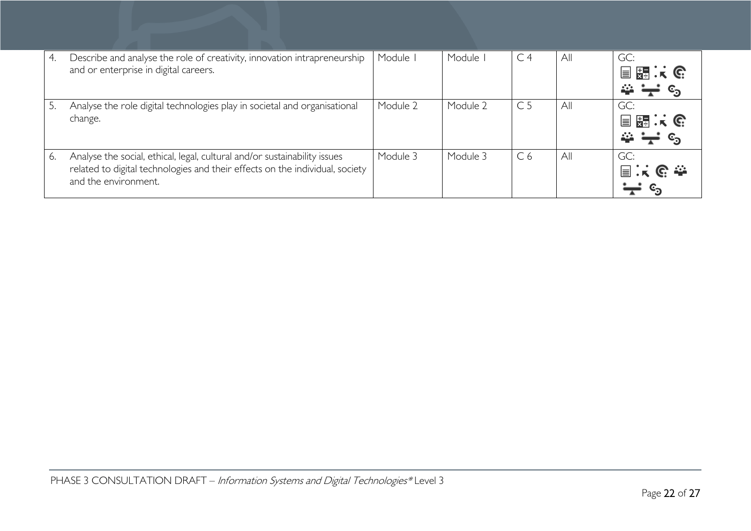| 4. | Describe and analyse the role of creativity, innovation intrapreneurship and or enterprise in digital careers. | Module 1 | Module 1 | C 4 | All | GC: |
|---|---|---|---|---|---|---|
| 5. | Analyse the role digital technologies play in societal and organisational change. | Module 2 | Module 2 | C 5 | All | GC: |
| 6. | Analyse the social, ethical, legal, cultural and/or sustainability issues related to digital technologies and their effects on the individual, society and the environment. | Module 3 | Module 3 | C 6 | All | GC: |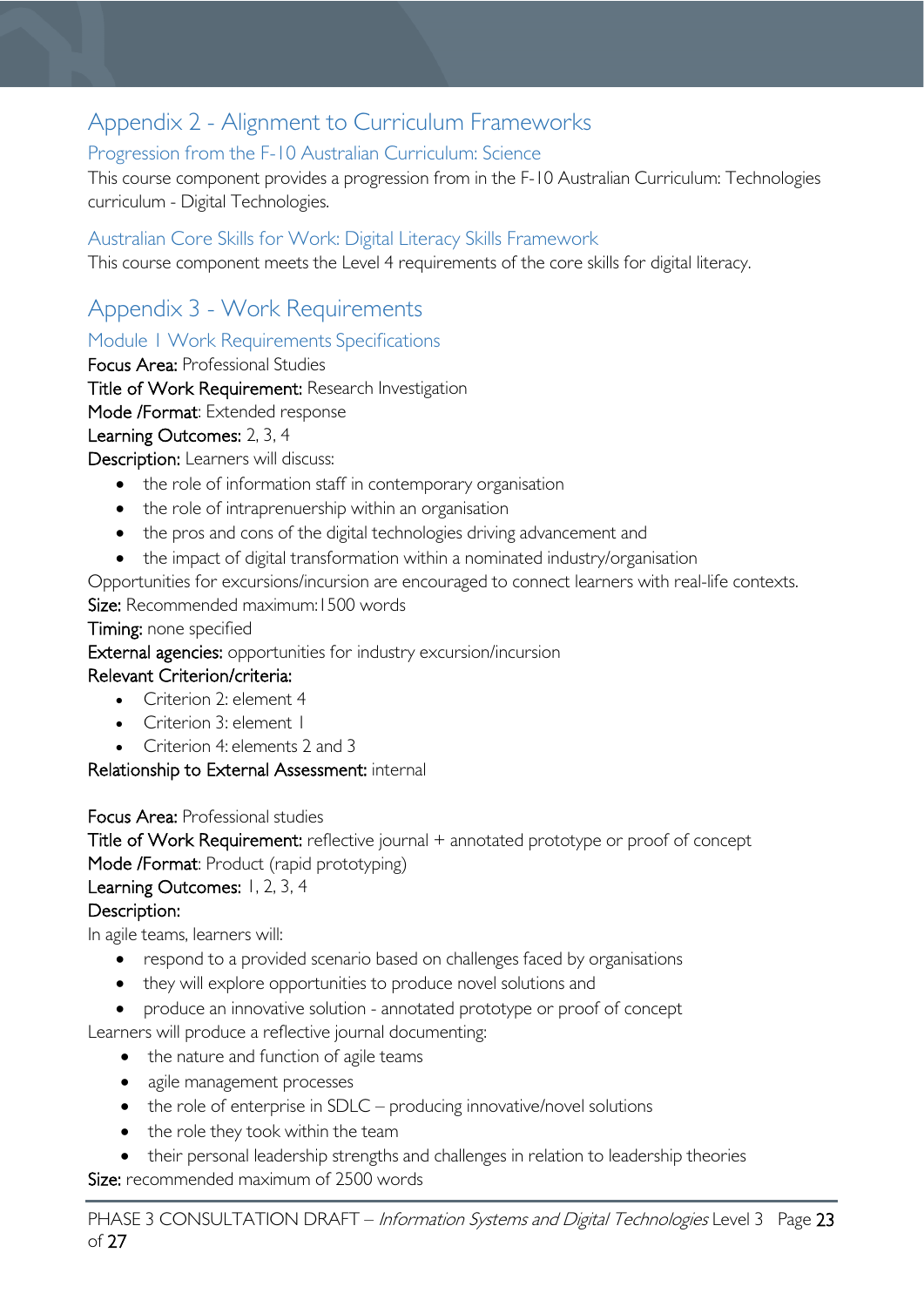# Appendix 2 - Alignment to Curriculum Frameworks

## Progression from the F-10 Australian Curriculum: Science

This course component provides a progression from in the F-10 Australian Curriculum: Technologies curriculum - Digital Technologies.

## Australian Core Skills for Work: Digital Literacy Skills Framework

This course component meets the Level 4 requirements of the core skills for digital literacy.

# Appendix 3 - Work Requirements

## Module 1 Work Requirements Specifications

**Focus Area:** Professional Studies

**Title of Work Requirement:** Research Investigation

**Mode /Format**: Extended response

**Learning Outcomes:** 2, 3, 4

**Description:** Learners will discuss:

- the role of information staff in contemporary organisation
- the role of intrapreneurship within an organisation
- the pros and cons of the digital technologies driving advancement and
- the impact of digital transformation within a nominated industry/organisation

Opportunities for excursions/incursion are encouraged to connect learners with real-life contexts.

**Size:** Recommended maximum:1500 words

**Timing:** none specified

**External agencies:** opportunities for industry excursion/incursion

**Relevant Criterion/criteria:**

- Criterion 2: element 4
- Criterion 3: element 1
- Criterion 4: elements 2 and 3

**Relationship to External Assessment:** internal

**Focus Area:** Professional studies

**Title of Work Requirement:** reflective journal + annotated prototype or proof of concept

**Mode /Format**: Product (rapid prototyping)

**Learning Outcomes:** 1, 2, 3, 4

**Description:**

In agile teams, learners will:

- respond to a provided scenario based on challenges faced by organisations
- they will explore opportunities to produce novel solutions and
- produce an innovative solution - annotated prototype or proof of concept

Learners will produce a reflective journal documenting:

- the nature and function of agile teams
- agile management processes
- the role of enterprise in SDLC – producing innovative/novel solutions
- the role they took within the team
- their personal leadership strengths and challenges in relation to leadership theories

**Size:** recommended maximum of 2500 words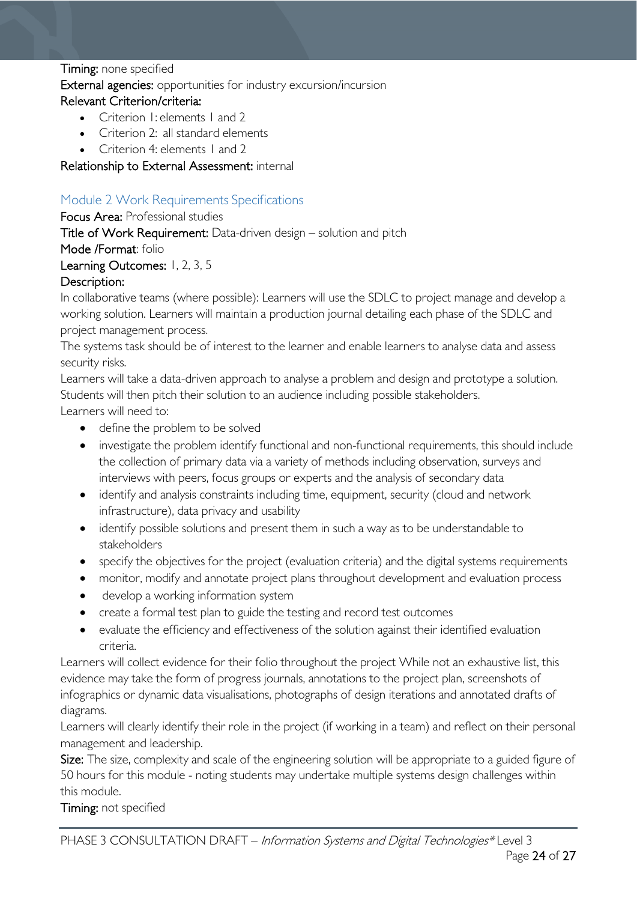**Timing:** none specified

**External agencies:** opportunities for industry excursion/incursion

**Relevant Criterion/criteria:**

- Criterion 1: elements 1 and 2
- Criterion 2: all standard elements
- Criterion 4: elements 1 and 2

**Relationship to External Assessment:** internal

## Module 2 Work Requirements Specifications

**Focus Area:** Professional studies

**Title of Work Requirement:** Data-driven design – solution and pitch

**Mode /Format**: folio

**Learning Outcomes:** 1, 2, 3, 5

**Description:**

In collaborative teams (where possible): Learners will use the SDLC to project manage and develop a working solution. Learners will maintain a production journal detailing each phase of the SDLC and project management process.

The systems task should be of interest to the learner and enable learners to analyse data and assess security risks.

Learners will take a data-driven approach to analyse a problem and design and prototype a solution. Students will then pitch their solution to an audience including possible stakeholders.

Learners will need to:

- define the problem to be solved
- investigate the problem identify functional and non-functional requirements, this should include the collection of primary data via a variety of methods including observation, surveys and interviews with peers, focus groups or experts and the analysis of secondary data
- identify and analysis constraints including time, equipment, security (cloud and network infrastructure), data privacy and usability
- identify possible solutions and present them in such a way as to be understandable to stakeholders
- specify the objectives for the project (evaluation criteria) and the digital systems requirements
- monitor, modify and annotate project plans throughout development and evaluation process
- develop a working information system
- create a formal test plan to guide the testing and record test outcomes
- evaluate the efficiency and effectiveness of the solution against their identified evaluation criteria.

Learners will collect evidence for their folio throughout the project While not an exhaustive list, this evidence may take the form of progress journals, annotations to the project plan, screenshots of infographics or dynamic data visualisations, photographs of design iterations and annotated drafts of diagrams.

Learners will clearly identify their role in the project (if working in a team) and reflect on their personal management and leadership.

**Size:** The size, complexity and scale of the engineering solution will be appropriate to a guided figure of 50 hours for this module - noting students may undertake multiple systems design challenges within this module.

**Timing:** not specified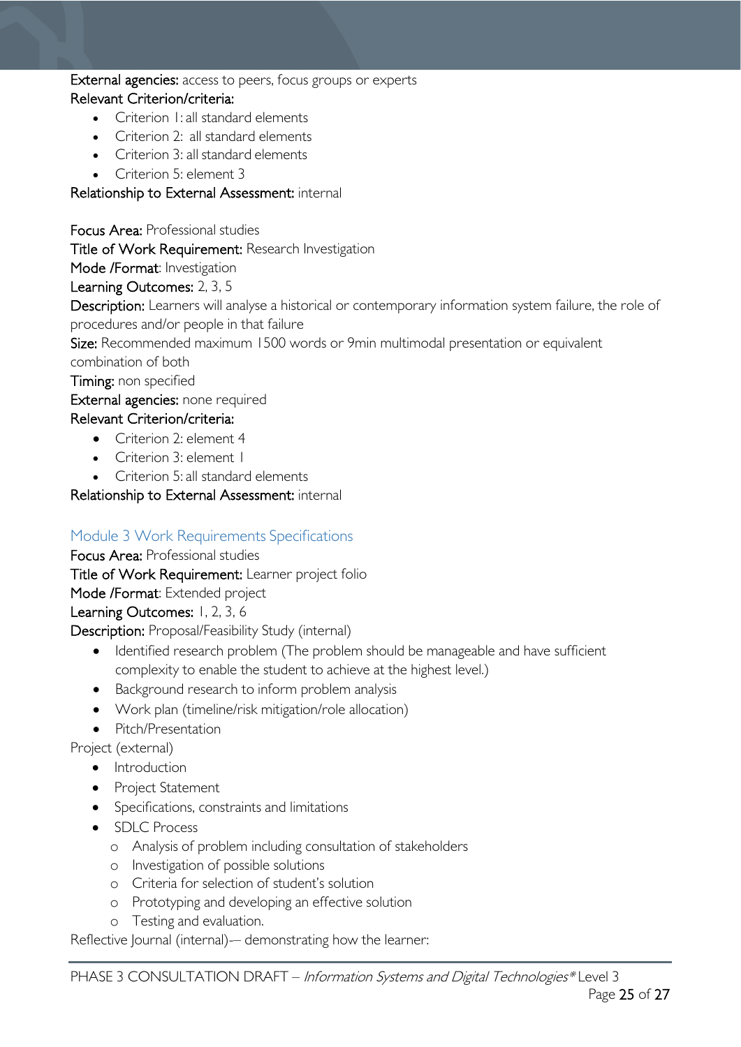**External agencies:** access to peers, focus groups or experts

**Relevant Criterion/criteria:**

- Criterion 1: all standard elements
- Criterion 2: all standard elements
- Criterion 3: all standard elements
- Criterion 5: element 3

**Relationship to External Assessment:** internal

**Focus Area:** Professional studies

**Title of Work Requirement:** Research Investigation

**Mode /Format**: Investigation

**Learning Outcomes:** 2, 3, 5

**Description:** Learners will analyse a historical or contemporary information system failure, the role of procedures and/or people in that failure

**Size:** Recommended maximum 1500 words or 9min multimodal presentation or equivalent combination of both

**Timing:** non specified

**External agencies:** none required

**Relevant Criterion/criteria:**

- Criterion 2: element 4
- Criterion 3: element 1
- Criterion 5: all standard elements

**Relationship to External Assessment:** internal

## Module 3 Work Requirements Specifications

**Focus Area:** Professional studies

**Title of Work Requirement:** Learner project folio

**Mode /Format**: Extended project

**Learning Outcomes:** 1, 2, 3, 6

**Description:** Proposal/Feasibility Study (internal)

- Identified research problem (The problem should be manageable and have sufficient complexity to enable the student to achieve at the highest level.)
- Background research to inform problem analysis
- Work plan (timeline/risk mitigation/role allocation)
- Pitch/Presentation

Project (external)

- Introduction
- Project Statement
- Specifications, constraints and limitations
- SDLC Process
    - Analysis of problem including consultation of stakeholders
    - Investigation of possible solutions
    - Criteria for selection of student's solution
    - Prototyping and developing an effective solution
    - Testing and evaluation.

Reflective Journal (internal)–- demonstrating how the learner: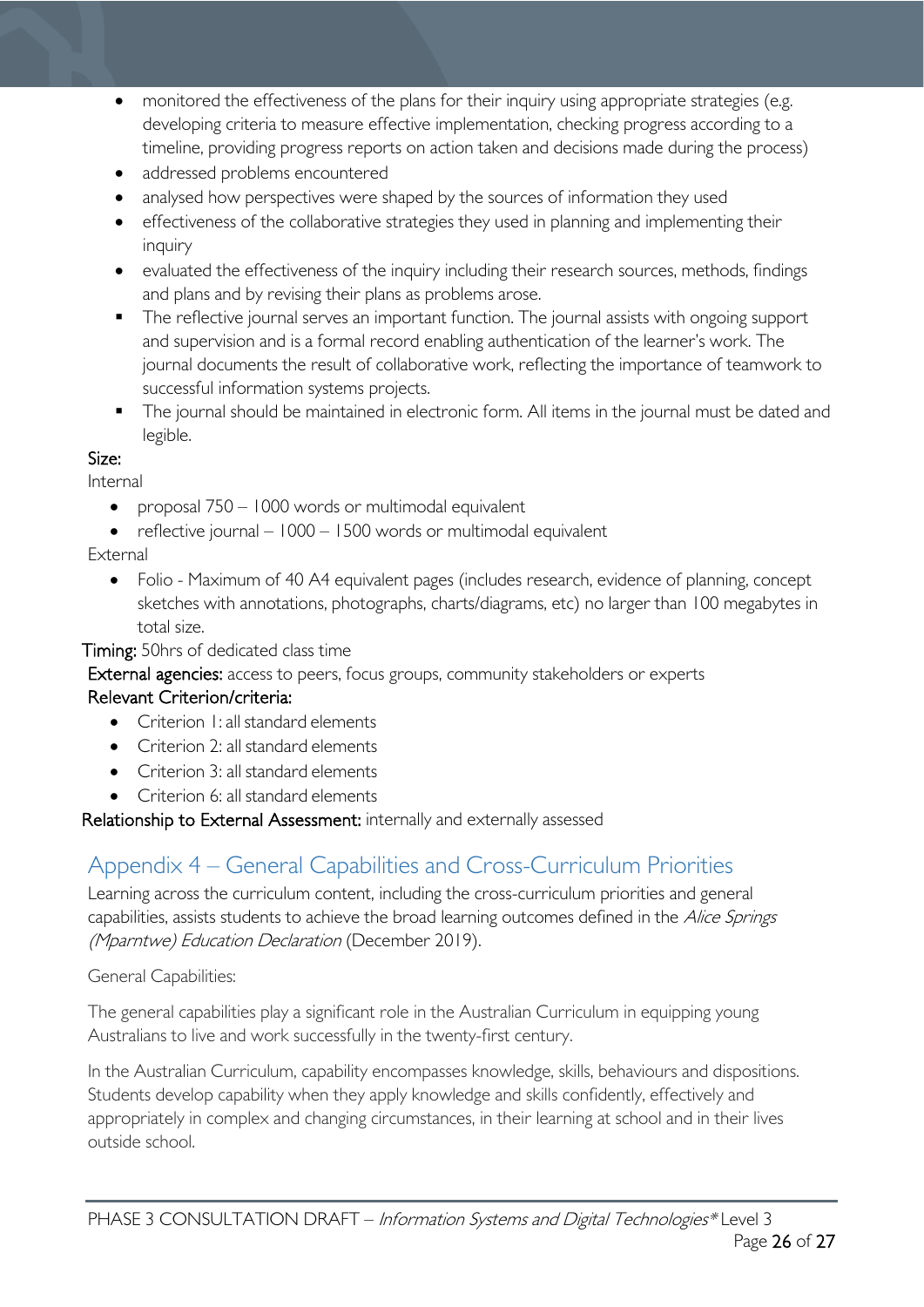- monitored the effectiveness of the plans for their inquiry using appropriate strategies (e.g. developing criteria to measure effective implementation, checking progress according to a timeline, providing progress reports on action taken and decisions made during the process)
- addressed problems encountered
- analysed how perspectives were shaped by the sources of information they used
- effectiveness of the collaborative strategies they used in planning and implementing their inquiry
- evaluated the effectiveness of the inquiry including their research sources, methods, findings and plans and by revising their plans as problems arose.

- The reflective journal serves an important function. The journal assists with ongoing support and supervision and is a formal record enabling authentication of the learner's work. The journal documents the result of collaborative work, reflecting the importance of teamwork to successful information systems projects.
- The journal should be maintained in electronic form. All items in the journal must be dated and legible.

Size:

Internal

- proposal 750 – 1000 words or multimodal equivalent
- reflective journal – 1000 – 1500 words or multimodal equivalent

External

- Folio - Maximum of 40 A4 equivalent pages (includes research, evidence of planning, concept sketches with annotations, photographs, charts/diagrams, etc) no larger than 100 megabytes in total size.

Timing: 50hrs of dedicated class time

External agencies: access to peers, focus groups, community stakeholders or experts

Relevant Criterion/criteria:

- Criterion 1: all standard elements
- Criterion 2: all standard elements
- Criterion 3: all standard elements
- Criterion 6: all standard elements

Relationship to External Assessment: internally and externally assessed

## Appendix 4 – General Capabilities and Cross-Curriculum Priorities

Learning across the curriculum content, including the cross-curriculum priorities and general capabilities, assists students to achieve the broad learning outcomes defined in the *Alice Springs (Mparntwe) Education Declaration* (December 2019).

General Capabilities:

The general capabilities play a significant role in the Australian Curriculum in equipping young Australians to live and work successfully in the twenty-first century.

In the Australian Curriculum, capability encompasses knowledge, skills, behaviours and dispositions. Students develop capability when they apply knowledge and skills confidently, effectively and appropriately in complex and changing circumstances, in their learning at school and in their lives outside school.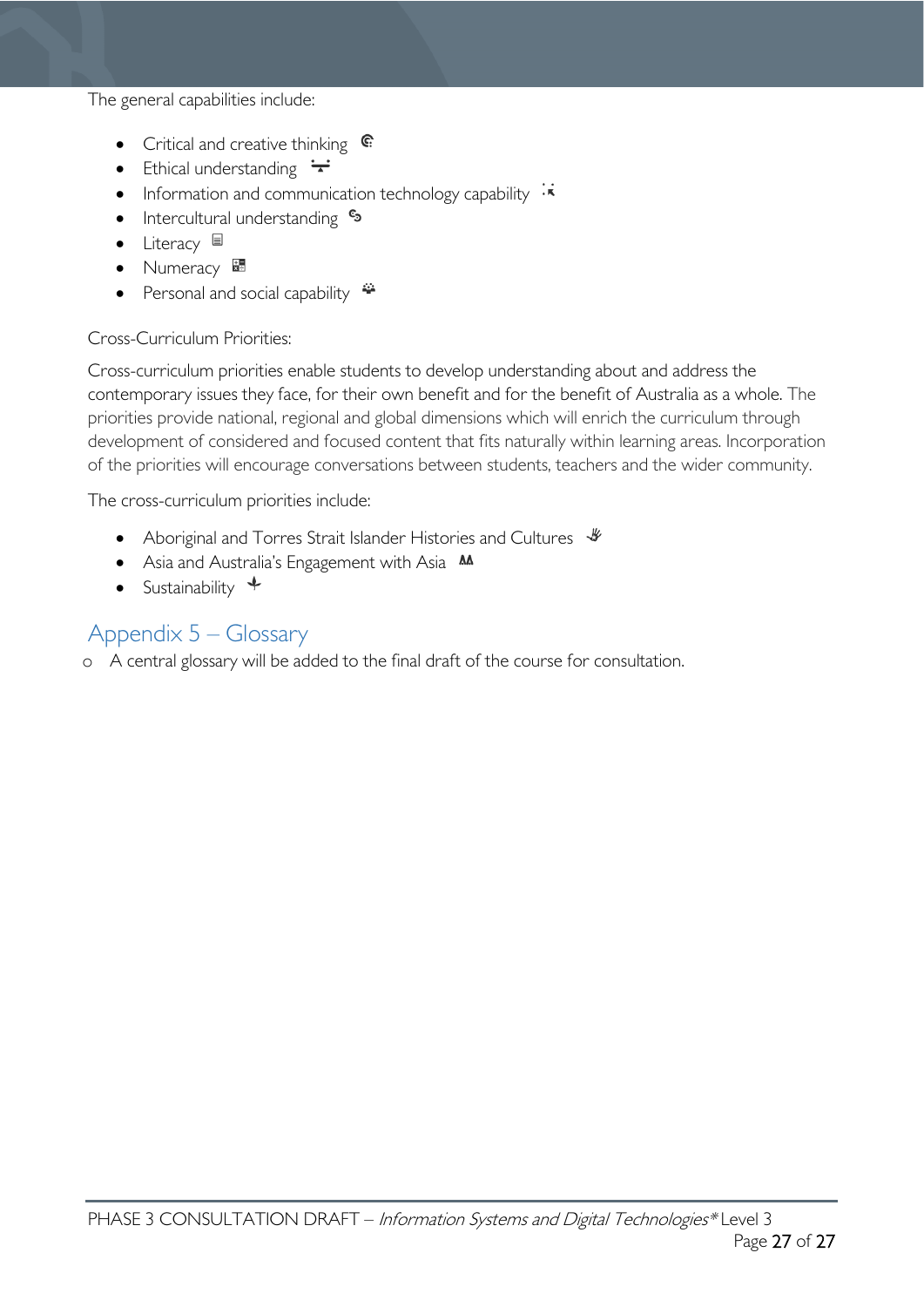The general capabilities include:

- Critical and creative thinking
- Ethical understanding
- Information and communication technology capability
- Intercultural understanding
- Literacy
- Numeracy
- Personal and social capability

Cross-Curriculum Priorities:

Cross-curriculum priorities enable students to develop understanding about and address the contemporary issues they face, for their own benefit and for the benefit of Australia as a whole. The priorities provide national, regional and global dimensions which will enrich the curriculum through development of considered and focused content that fits naturally within learning areas. Incorporation of the priorities will encourage conversations between students, teachers and the wider community.

The cross-curriculum priorities include:

- Aboriginal and Torres Strait Islander Histories and Cultures
- Asia and Australia's Engagement with Asia
- Sustainability

## Appendix 5 – Glossary

- A central glossary will be added to the final draft of the course for consultation.